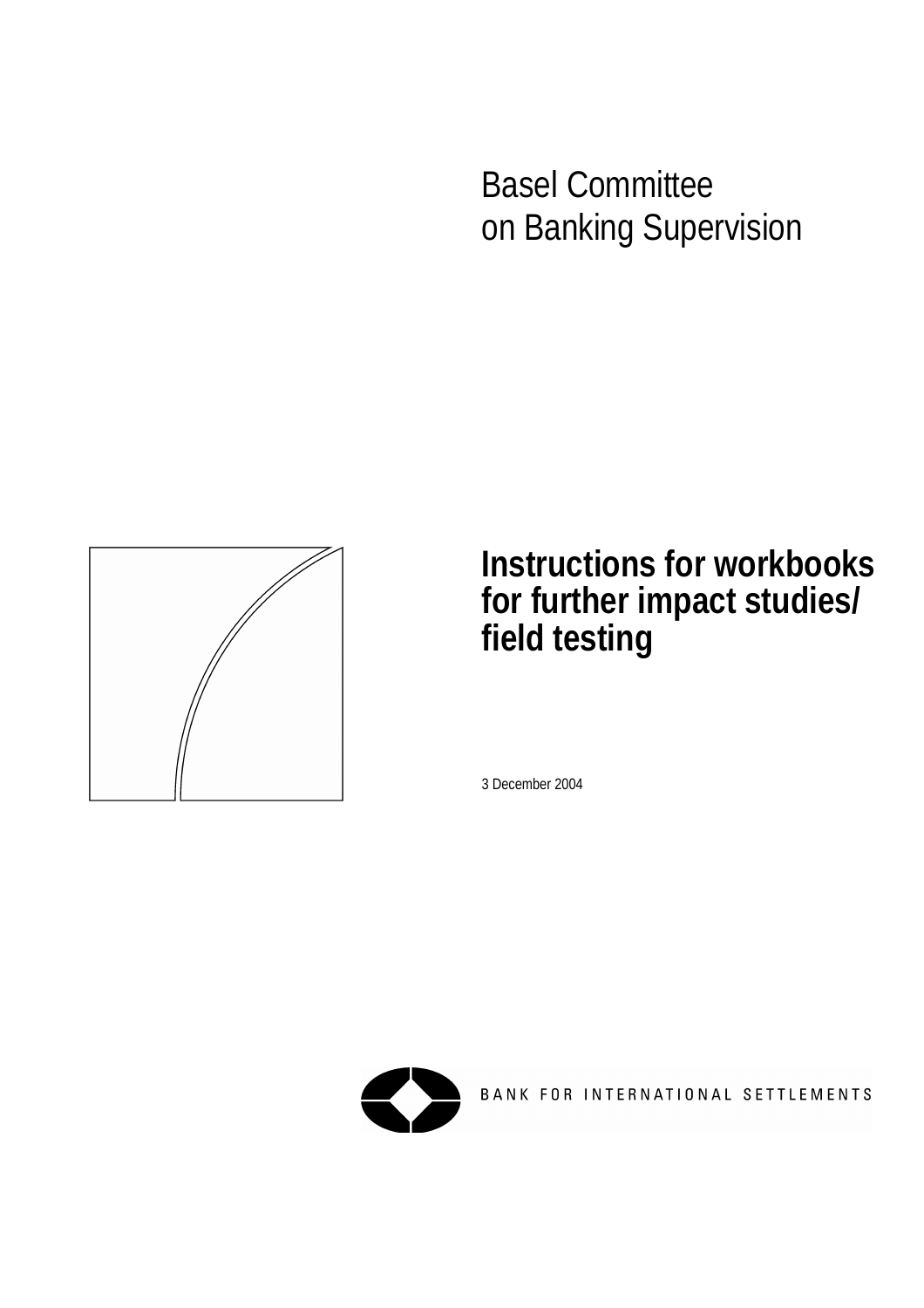Basel Committee
on Banking Supervision

# Instructions for workbooks for further impact studies/ field testing

3 December 2004

BANK FOR INTERNATIONAL SETTLEMENTS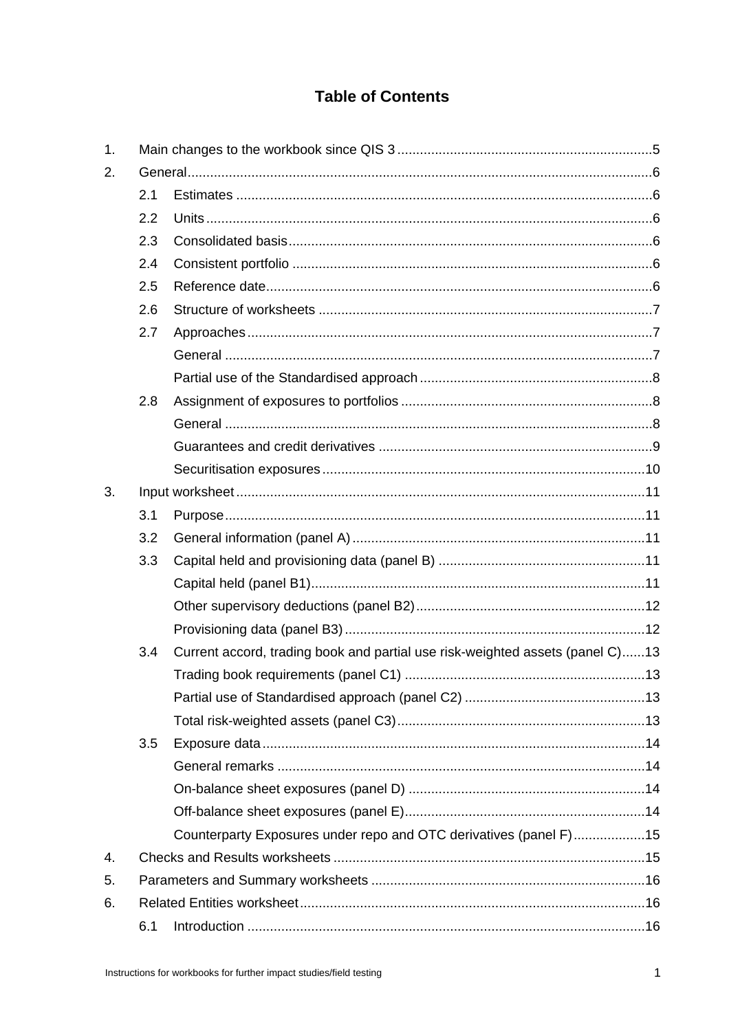# Table of Contents

1. Main changes to the workbook since QIS 3 ... 5
2. General ... 6
   - 2.1 Estimates ... 6
   - 2.2 Units ... 6
   - 2.3 Consolidated basis ... 6
   - 2.4 Consistent portfolio ... 6
   - 2.5 Reference date ... 6
   - 2.6 Structure of worksheets ... 7
   - 2.7 Approaches ... 7
     - General ... 7
     - Partial use of the Standardised approach ... 8
   - 2.8 Assignment of exposures to portfolios ... 8
     - General ... 8
     - Guarantees and credit derivatives ... 9
     - Securitisation exposures ... 10
3. Input worksheet ... 11
   - 3.1 Purpose ... 11
   - 3.2 General information (panel A) ... 11
   - 3.3 Capital held and provisioning data (panel B) ... 11
     - Capital held (panel B1) ... 11
     - Other supervisory deductions (panel B2) ... 12
     - Provisioning data (panel B3) ... 12
   - 3.4 Current accord, trading book and partial use risk-weighted assets (panel C) ... 13
     - Trading book requirements (panel C1) ... 13
     - Partial use of Standardised approach (panel C2) ... 13
     - Total risk-weighted assets (panel C3) ... 13
   - 3.5 Exposure data ... 14
     - General remarks ... 14
     - On-balance sheet exposures (panel D) ... 14
     - Off-balance sheet exposures (panel E) ... 14
     - Counterparty Exposures under repo and OTC derivatives (panel F) ... 15
4. Checks and Results worksheets ... 15
5. Parameters and Summary worksheets ... 16
6. Related Entities worksheet ... 16
   - 6.1 Introduction ... 16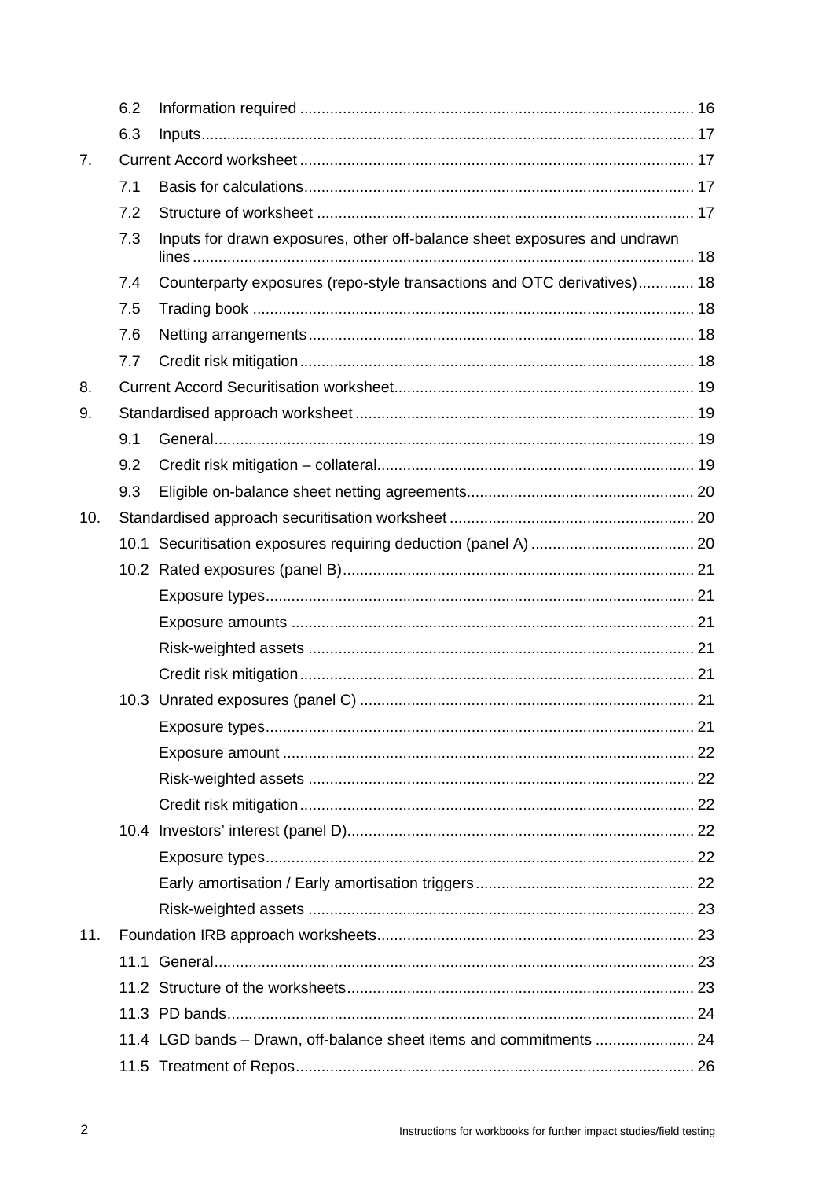| | | | |
|---|---|---|---|
| | 6.2 | Information required | 16 |
| | 6.3 | Inputs | 17 |
| 7. | Current Accord worksheet | | 17 |
| | 7.1 | Basis for calculations | 17 |
| | 7.2 | Structure of worksheet | 17 |
| | 7.3 | Inputs for drawn exposures, other off-balance sheet exposures and undrawn lines | 18 |
| | 7.4 | Counterparty exposures (repo-style transactions and OTC derivatives) | 18 |
| | 7.5 | Trading book | 18 |
| | 7.6 | Netting arrangements | 18 |
| | 7.7 | Credit risk mitigation | 18 |
| 8. | Current Accord Securitisation worksheet | | 19 |
| 9. | Standardised approach worksheet | | 19 |
| | 9.1 | General | 19 |
| | 9.2 | Credit risk mitigation – collateral | 19 |
| | 9.3 | Eligible on-balance sheet netting agreements | 20 |
| 10. | Standardised approach securitisation worksheet | | 20 |
| | 10.1 | Securitisation exposures requiring deduction (panel A) | 20 |
| | 10.2 | Rated exposures (panel B) | 21 |
| | | Exposure types | 21 |
| | | Exposure amounts | 21 |
| | | Risk-weighted assets | 21 |
| | | Credit risk mitigation | 21 |
| | 10.3 | Unrated exposures (panel C) | 21 |
| | | Exposure types | 21 |
| | | Exposure amount | 22 |
| | | Risk-weighted assets | 22 |
| | | Credit risk mitigation | 22 |
| | 10.4 | Investors' interest (panel D) | 22 |
| | | Exposure types | 22 |
| | | Early amortisation / Early amortisation triggers | 22 |
| | | Risk-weighted assets | 23 |
| 11. | Foundation IRB approach worksheets | | 23 |
| | 11.1 | General | 23 |
| | 11.2 | Structure of the worksheets | 23 |
| | 11.3 | PD bands | 24 |
| | 11.4 | LGD bands – Drawn, off-balance sheet items and commitments | 24 |
| | 11.5 | Treatment of Repos | 26 |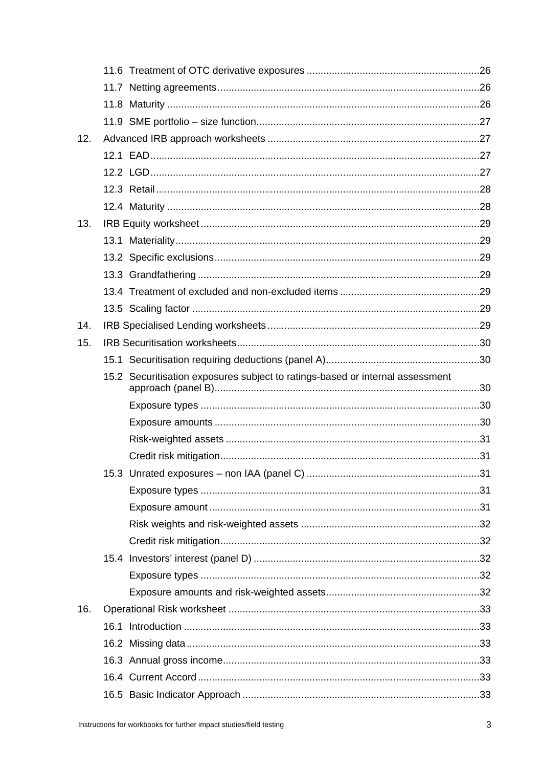11.6 Treatment of OTC derivative exposures ....................26
11.7 Netting agreements ....................26
11.8 Maturity ....................26
11.9 SME portfolio – size function ....................27

12. Advanced IRB approach worksheets ....................27
    12.1 EAD ....................27
    12.2 LGD ....................27
    12.3 Retail ....................28
    12.4 Maturity ....................28

13. IRB Equity worksheet ....................29
    13.1 Materiality ....................29
    13.2 Specific exclusions ....................29
    13.3 Grandfathering ....................29
    13.4 Treatment of excluded and non-excluded items ....................29
    13.5 Scaling factor ....................29

14. IRB Specialised Lending worksheets ....................29

15. IRB Securitisation worksheets ....................30
    15.1 Securitisation requiring deductions (panel A) ....................30
    15.2 Securitisation exposures subject to ratings-based or internal assessment approach (panel B) ....................30
        Exposure types ....................30
        Exposure amounts ....................30
        Risk-weighted assets ....................31
        Credit risk mitigation ....................31
    15.3 Unrated exposures – non IAA (panel C) ....................31
        Exposure types ....................31
        Exposure amount ....................31
        Risk weights and risk-weighted assets ....................32
        Credit risk mitigation ....................32
    15.4 Investors' interest (panel D) ....................32
        Exposure types ....................32
        Exposure amounts and risk-weighted assets ....................32

16. Operational Risk worksheet ....................33
    16.1 Introduction ....................33
    16.2 Missing data ....................33
    16.3 Annual gross income ....................33
    16.4 Current Accord ....................33
    16.5 Basic Indicator Approach ....................33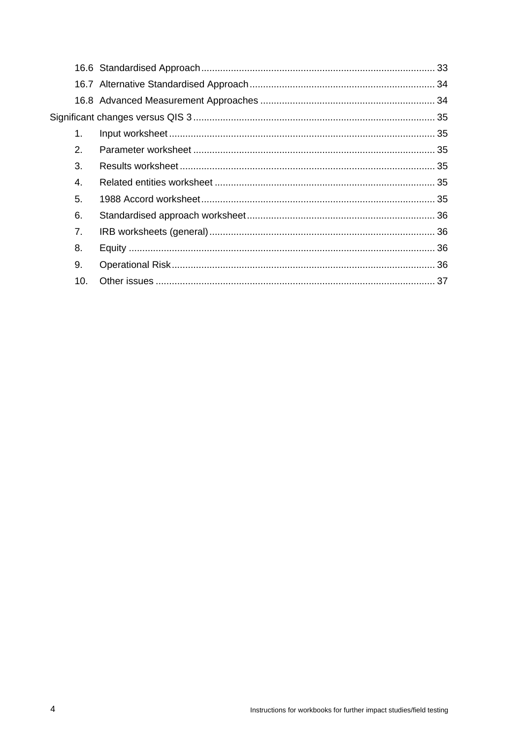16.6 Standardised Approach ..... 33

16.7 Alternative Standardised Approach ..... 34

16.8 Advanced Measurement Approaches ..... 34

Significant changes versus QIS 3 ..... 35

1. Input worksheet ..... 35
2. Parameter worksheet ..... 35
3. Results worksheet ..... 35
4. Related entities worksheet ..... 35
5. 1988 Accord worksheet ..... 35
6. Standardised approach worksheet ..... 36
7. IRB worksheets (general) ..... 36
8. Equity ..... 36
9. Operational Risk ..... 36
10. Other issues ..... 37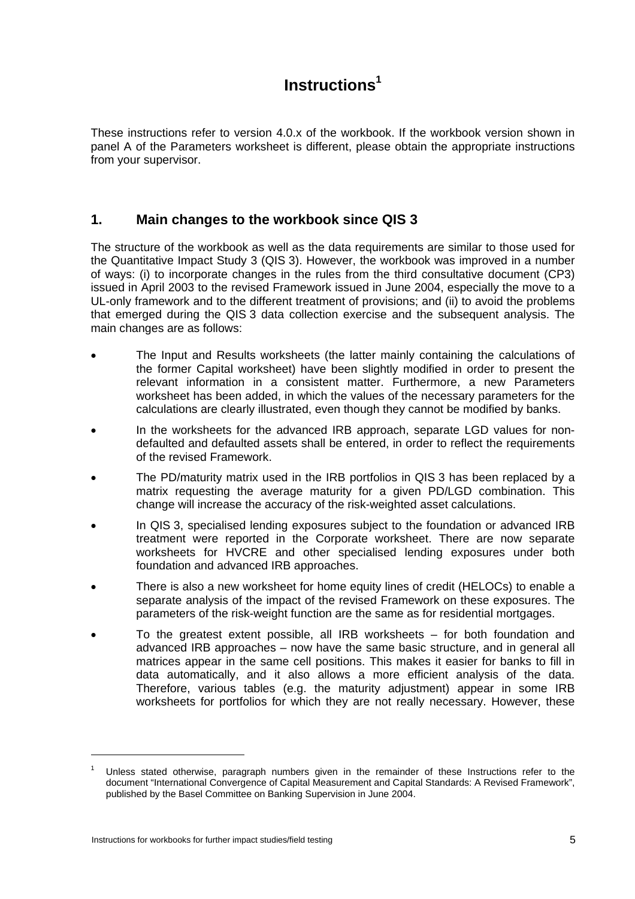# Instructions[1]

These instructions refer to version 4.0.x of the workbook. If the workbook version shown in panel A of the Parameters worksheet is different, please obtain the appropriate instructions from your supervisor.

## 1. Main changes to the workbook since QIS 3

The structure of the workbook as well as the data requirements are similar to those used for the Quantitative Impact Study 3 (QIS 3). However, the workbook was improved in a number of ways: (i) to incorporate changes in the rules from the third consultative document (CP3) issued in April 2003 to the revised Framework issued in June 2004, especially the move to a UL-only framework and to the different treatment of provisions; and (ii) to avoid the problems that emerged during the QIS 3 data collection exercise and the subsequent analysis. The main changes are as follows:

- The Input and Results worksheets (the latter mainly containing the calculations of the former Capital worksheet) have been slightly modified in order to present the relevant information in a consistent matter. Furthermore, a new Parameters worksheet has been added, in which the values of the necessary parameters for the calculations are clearly illustrated, even though they cannot be modified by banks.
- In the worksheets for the advanced IRB approach, separate LGD values for non-defaulted and defaulted assets shall be entered, in order to reflect the requirements of the revised Framework.
- The PD/maturity matrix used in the IRB portfolios in QIS 3 has been replaced by a matrix requesting the average maturity for a given PD/LGD combination. This change will increase the accuracy of the risk-weighted asset calculations.
- In QIS 3, specialised lending exposures subject to the foundation or advanced IRB treatment were reported in the Corporate worksheet. There are now separate worksheets for HVCRE and other specialised lending exposures under both foundation and advanced IRB approaches.
- There is also a new worksheet for home equity lines of credit (HELOCs) to enable a separate analysis of the impact of the revised Framework on these exposures. The parameters of the risk-weight function are the same as for residential mortgages.
- To the greatest extent possible, all IRB worksheets – for both foundation and advanced IRB approaches – now have the same basic structure, and in general all matrices appear in the same cell positions. This makes it easier for banks to fill in data automatically, and it also allows a more efficient analysis of the data. Therefore, various tables (e.g. the maturity adjustment) appear in some IRB worksheets for portfolios for which they are not really necessary. However, these

[1] Unless stated otherwise, paragraph numbers given in the remainder of these Instructions refer to the document "International Convergence of Capital Measurement and Capital Standards: A Revised Framework", published by the Basel Committee on Banking Supervision in June 2004.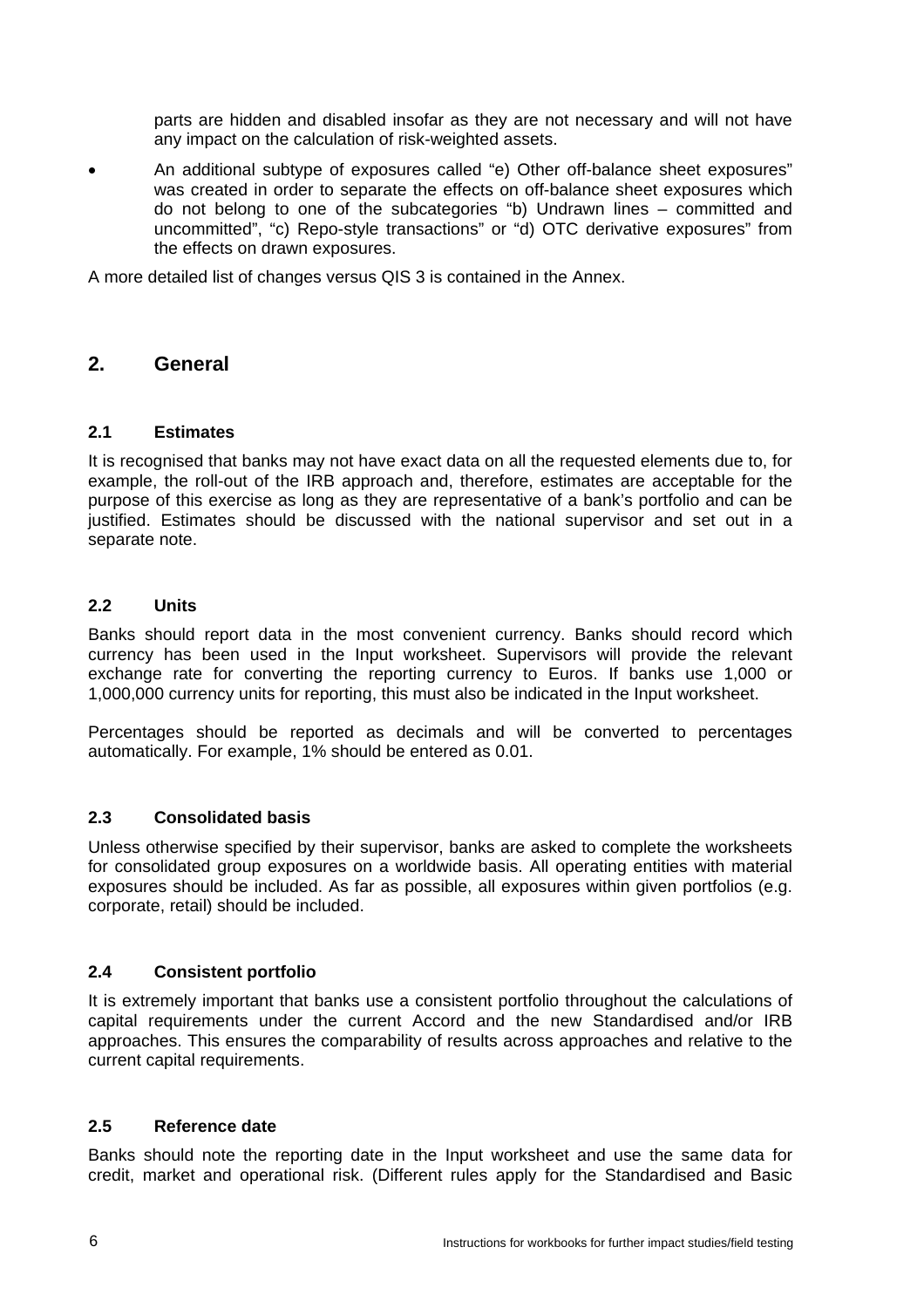parts are hidden and disabled insofar as they are not necessary and will not have any impact on the calculation of risk-weighted assets.

- An additional subtype of exposures called "e) Other off-balance sheet exposures" was created in order to separate the effects on off-balance sheet exposures which do not belong to one of the subcategories "b) Undrawn lines – committed and uncommitted", "c) Repo-style transactions" or "d) OTC derivative exposures" from the effects on drawn exposures.

A more detailed list of changes versus QIS 3 is contained in the Annex.

## 2. General

### 2.1 Estimates

It is recognised that banks may not have exact data on all the requested elements due to, for example, the roll-out of the IRB approach and, therefore, estimates are acceptable for the purpose of this exercise as long as they are representative of a bank's portfolio and can be justified. Estimates should be discussed with the national supervisor and set out in a separate note.

### 2.2 Units

Banks should report data in the most convenient currency. Banks should record which currency has been used in the Input worksheet. Supervisors will provide the relevant exchange rate for converting the reporting currency to Euros. If banks use 1,000 or 1,000,000 currency units for reporting, this must also be indicated in the Input worksheet.

Percentages should be reported as decimals and will be converted to percentages automatically. For example, 1% should be entered as 0.01.

### 2.3 Consolidated basis

Unless otherwise specified by their supervisor, banks are asked to complete the worksheets for consolidated group exposures on a worldwide basis. All operating entities with material exposures should be included. As far as possible, all exposures within given portfolios (e.g. corporate, retail) should be included.

### 2.4 Consistent portfolio

It is extremely important that banks use a consistent portfolio throughout the calculations of capital requirements under the current Accord and the new Standardised and/or IRB approaches. This ensures the comparability of results across approaches and relative to the current capital requirements.

### 2.5 Reference date

Banks should note the reporting date in the Input worksheet and use the same data for credit, market and operational risk. (Different rules apply for the Standardised and Basic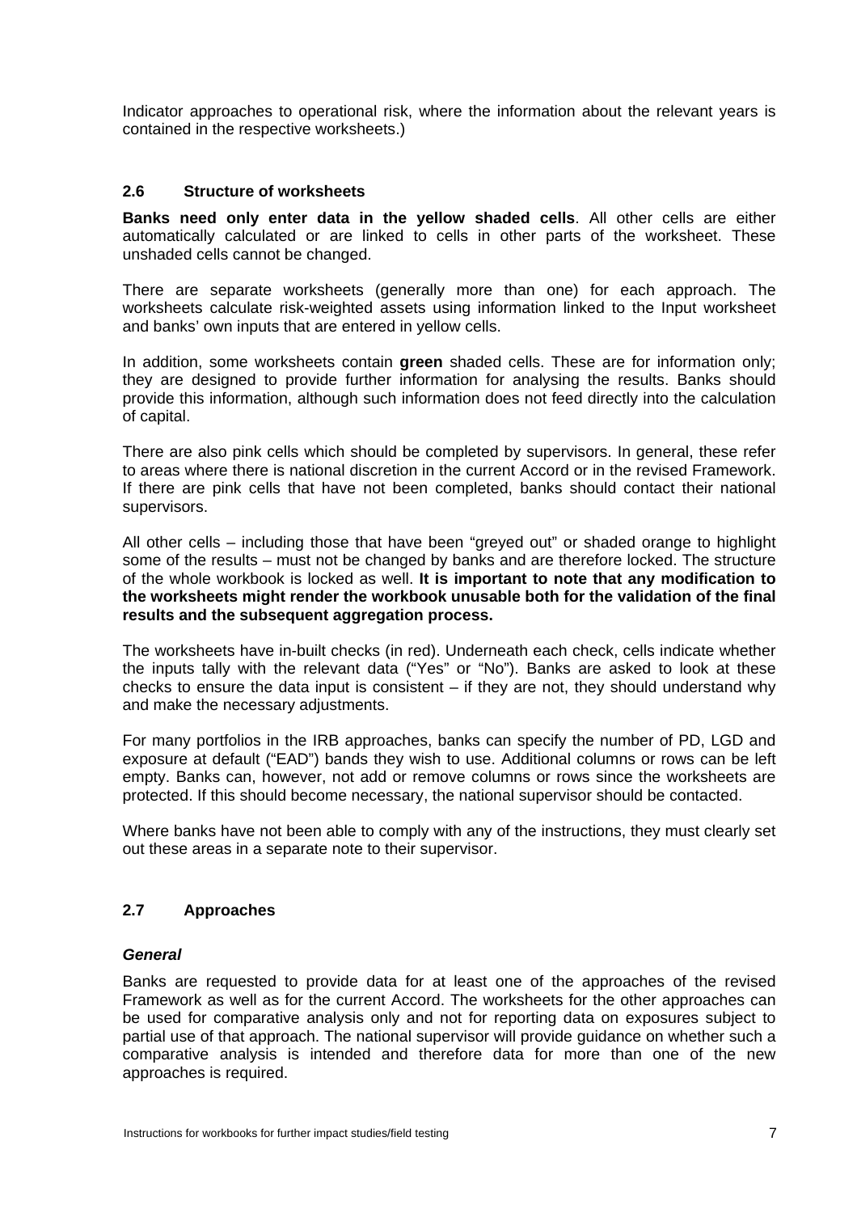Indicator approaches to operational risk, where the information about the relevant years is contained in the respective worksheets.)

### 2.6 Structure of worksheets

**Banks need only enter data in the yellow shaded cells**. All other cells are either automatically calculated or are linked to cells in other parts of the worksheet. These unshaded cells cannot be changed.

There are separate worksheets (generally more than one) for each approach. The worksheets calculate risk-weighted assets using information linked to the Input worksheet and banks' own inputs that are entered in yellow cells.

In addition, some worksheets contain **green** shaded cells. These are for information only; they are designed to provide further information for analysing the results. Banks should provide this information, although such information does not feed directly into the calculation of capital.

There are also pink cells which should be completed by supervisors. In general, these refer to areas where there is national discretion in the current Accord or in the revised Framework. If there are pink cells that have not been completed, banks should contact their national supervisors.

All other cells – including those that have been "greyed out" or shaded orange to highlight some of the results – must not be changed by banks and are therefore locked. The structure of the whole workbook is locked as well. **It is important to note that any modification to the worksheets might render the workbook unusable both for the validation of the final results and the subsequent aggregation process.**

The worksheets have in-built checks (in red). Underneath each check, cells indicate whether the inputs tally with the relevant data ("Yes" or "No"). Banks are asked to look at these checks to ensure the data input is consistent – if they are not, they should understand why and make the necessary adjustments.

For many portfolios in the IRB approaches, banks can specify the number of PD, LGD and exposure at default ("EAD") bands they wish to use. Additional columns or rows can be left empty. Banks can, however, not add or remove columns or rows since the worksheets are protected. If this should become necessary, the national supervisor should be contacted.

Where banks have not been able to comply with any of the instructions, they must clearly set out these areas in a separate note to their supervisor.

### 2.7 Approaches

***General***

Banks are requested to provide data for at least one of the approaches of the revised Framework as well as for the current Accord. The worksheets for the other approaches can be used for comparative analysis only and not for reporting data on exposures subject to partial use of that approach. The national supervisor will provide guidance on whether such a comparative analysis is intended and therefore data for more than one of the new approaches is required.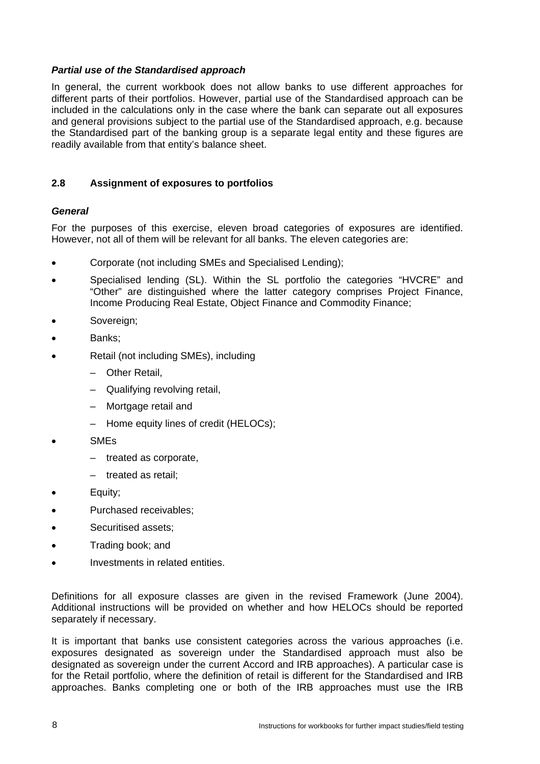***Partial use of the Standardised approach***

In general, the current workbook does not allow banks to use different approaches for different parts of their portfolios. However, partial use of the Standardised approach can be included in the calculations only in the case where the bank can separate out all exposures and general provisions subject to the partial use of the Standardised approach, e.g. because the Standardised part of the banking group is a separate legal entity and these figures are readily available from that entity's balance sheet.

## 2.8 Assignment of exposures to portfolios

***General***

For the purposes of this exercise, eleven broad categories of exposures are identified. However, not all of them will be relevant for all banks. The eleven categories are:

- Corporate (not including SMEs and Specialised Lending);
- Specialised lending (SL). Within the SL portfolio the categories "HVCRE" and "Other" are distinguished where the latter category comprises Project Finance, Income Producing Real Estate, Object Finance and Commodity Finance;
- Sovereign;
- Banks;
- Retail (not including SMEs), including
  - Other Retail,
  - Qualifying revolving retail,
  - Mortgage retail and
  - Home equity lines of credit (HELOCs);
- SMEs
  - treated as corporate,
  - treated as retail;
- Equity;
- Purchased receivables;
- Securitised assets;
- Trading book; and
- Investments in related entities.

Definitions for all exposure classes are given in the revised Framework (June 2004). Additional instructions will be provided on whether and how HELOCs should be reported separately if necessary.

It is important that banks use consistent categories across the various approaches (i.e. exposures designated as sovereign under the Standardised approach must also be designated as sovereign under the current Accord and IRB approaches). A particular case is for the Retail portfolio, where the definition of retail is different for the Standardised and IRB approaches. Banks completing one or both of the IRB approaches must use the IRB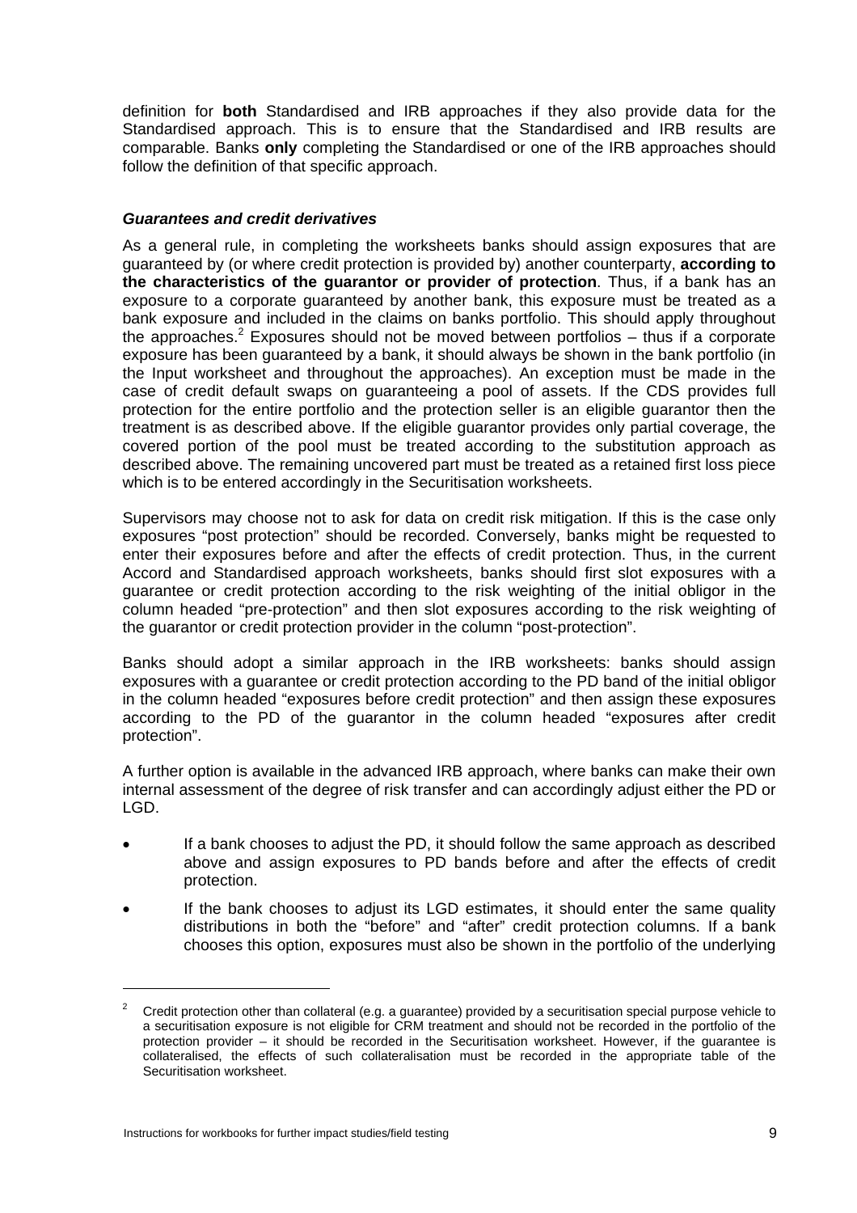definition for **both** Standardised and IRB approaches if they also provide data for the Standardised approach. This is to ensure that the Standardised and IRB results are comparable. Banks **only** completing the Standardised or one of the IRB approaches should follow the definition of that specific approach.

### *Guarantees and credit derivatives*

As a general rule, in completing the worksheets banks should assign exposures that are guaranteed by (or where credit protection is provided by) another counterparty, **according to the characteristics of the guarantor or provider of protection**. Thus, if a bank has an exposure to a corporate guaranteed by another bank, this exposure must be treated as a bank exposure and included in the claims on banks portfolio. This should apply throughout the approaches.[2] Exposures should not be moved between portfolios – thus if a corporate exposure has been guaranteed by a bank, it should always be shown in the bank portfolio (in the Input worksheet and throughout the approaches). An exception must be made in the case of credit default swaps on guaranteeing a pool of assets. If the CDS provides full protection for the entire portfolio and the protection seller is an eligible guarantor then the treatment is as described above. If the eligible guarantor provides only partial coverage, the covered portion of the pool must be treated according to the substitution approach as described above. The remaining uncovered part must be treated as a retained first loss piece which is to be entered accordingly in the Securitisation worksheets.

Supervisors may choose not to ask for data on credit risk mitigation. If this is the case only exposures "post protection" should be recorded. Conversely, banks might be requested to enter their exposures before and after the effects of credit protection. Thus, in the current Accord and Standardised approach worksheets, banks should first slot exposures with a guarantee or credit protection according to the risk weighting of the initial obligor in the column headed "pre-protection" and then slot exposures according to the risk weighting of the guarantor or credit protection provider in the column "post-protection".

Banks should adopt a similar approach in the IRB worksheets: banks should assign exposures with a guarantee or credit protection according to the PD band of the initial obligor in the column headed "exposures before credit protection" and then assign these exposures according to the PD of the guarantor in the column headed "exposures after credit protection".

A further option is available in the advanced IRB approach, where banks can make their own internal assessment of the degree of risk transfer and can accordingly adjust either the PD or LGD.

- If a bank chooses to adjust the PD, it should follow the same approach as described above and assign exposures to PD bands before and after the effects of credit protection.
- If the bank chooses to adjust its LGD estimates, it should enter the same quality distributions in both the "before" and "after" credit protection columns. If a bank chooses this option, exposures must also be shown in the portfolio of the underlying

[2] Credit protection other than collateral (e.g. a guarantee) provided by a securitisation special purpose vehicle to a securitisation exposure is not eligible for CRM treatment and should not be recorded in the portfolio of the protection provider – it should be recorded in the Securitisation worksheet. However, if the guarantee is collateralised, the effects of such collateralisation must be recorded in the appropriate table of the Securitisation worksheet.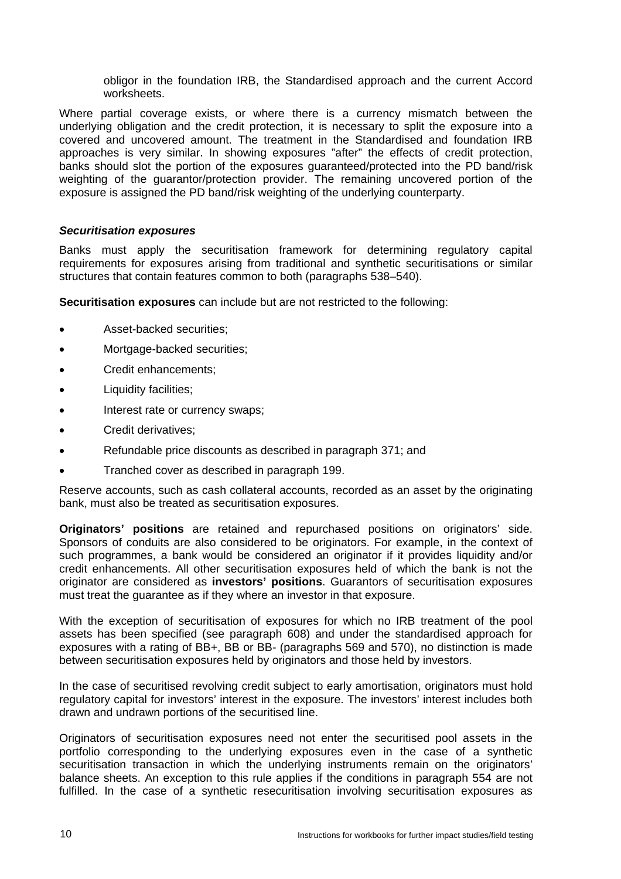obligor in the foundation IRB, the Standardised approach and the current Accord worksheets.

Where partial coverage exists, or where there is a currency mismatch between the underlying obligation and the credit protection, it is necessary to split the exposure into a covered and uncovered amount. The treatment in the Standardised and foundation IRB approaches is very similar. In showing exposures "after" the effects of credit protection, banks should slot the portion of the exposures guaranteed/protected into the PD band/risk weighting of the guarantor/protection provider. The remaining uncovered portion of the exposure is assigned the PD band/risk weighting of the underlying counterparty.

### *Securitisation exposures*

Banks must apply the securitisation framework for determining regulatory capital requirements for exposures arising from traditional and synthetic securitisations or similar structures that contain features common to both (paragraphs 538–540).

**Securitisation exposures** can include but are not restricted to the following:

- Asset-backed securities;
- Mortgage-backed securities;
- Credit enhancements;
- Liquidity facilities;
- Interest rate or currency swaps;
- Credit derivatives;
- Refundable price discounts as described in paragraph 371; and
- Tranched cover as described in paragraph 199.

Reserve accounts, such as cash collateral accounts, recorded as an asset by the originating bank, must also be treated as securitisation exposures.

**Originators' positions** are retained and repurchased positions on originators' side. Sponsors of conduits are also considered to be originators. For example, in the context of such programmes, a bank would be considered an originator if it provides liquidity and/or credit enhancements. All other securitisation exposures held of which the bank is not the originator are considered as **investors' positions**. Guarantors of securitisation exposures must treat the guarantee as if they where an investor in that exposure.

With the exception of securitisation of exposures for which no IRB treatment of the pool assets has been specified (see paragraph 608) and under the standardised approach for exposures with a rating of BB+, BB or BB- (paragraphs 569 and 570), no distinction is made between securitisation exposures held by originators and those held by investors.

In the case of securitised revolving credit subject to early amortisation, originators must hold regulatory capital for investors' interest in the exposure. The investors' interest includes both drawn and undrawn portions of the securitised line.

Originators of securitisation exposures need not enter the securitised pool assets in the portfolio corresponding to the underlying exposures even in the case of a synthetic securitisation transaction in which the underlying instruments remain on the originators' balance sheets. An exception to this rule applies if the conditions in paragraph 554 are not fulfilled. In the case of a synthetic resecuritisation involving securitisation exposures as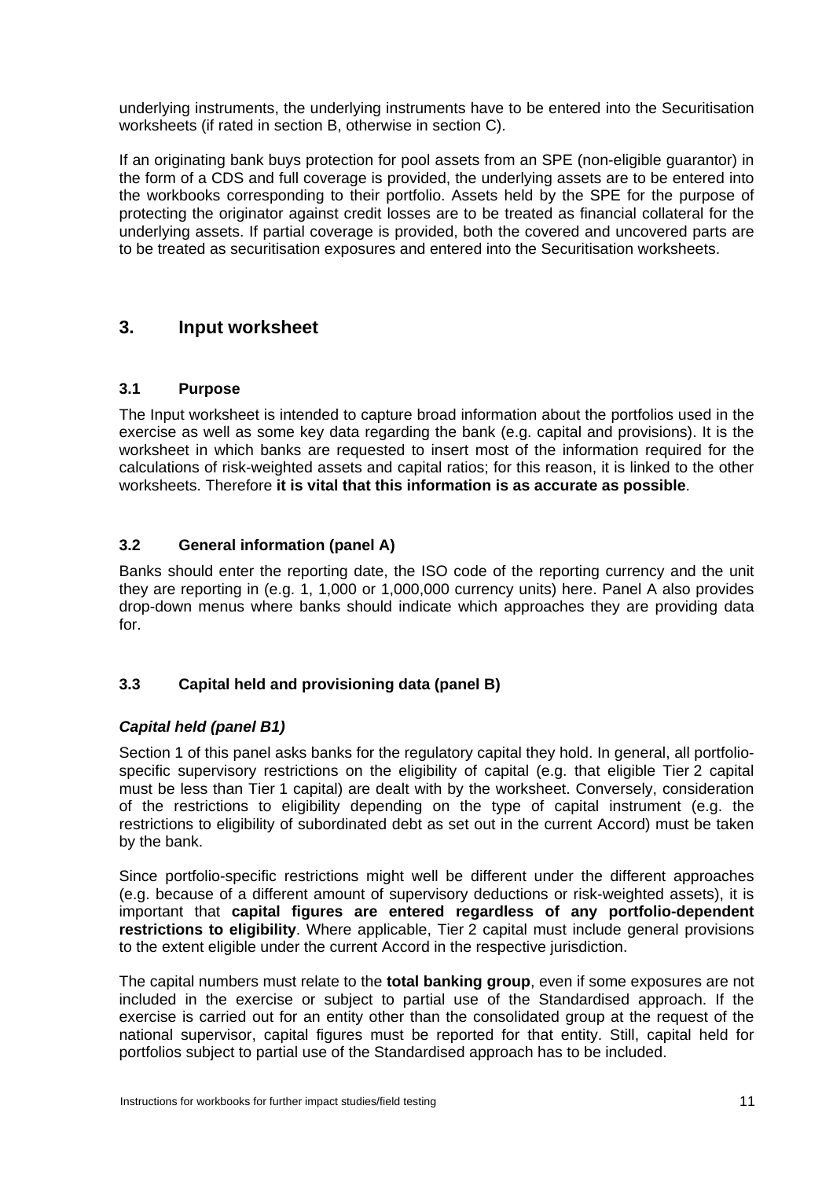underlying instruments, the underlying instruments have to be entered into the Securitisation worksheets (if rated in section B, otherwise in section C).

If an originating bank buys protection for pool assets from an SPE (non-eligible guarantor) in the form of a CDS and full coverage is provided, the underlying assets are to be entered into the workbooks corresponding to their portfolio. Assets held by the SPE for the purpose of protecting the originator against credit losses are to be treated as financial collateral for the underlying assets. If partial coverage is provided, both the covered and uncovered parts are to be treated as securitisation exposures and entered into the Securitisation worksheets.

## 3. Input worksheet

### 3.1 Purpose

The Input worksheet is intended to capture broad information about the portfolios used in the exercise as well as some key data regarding the bank (e.g. capital and provisions). It is the worksheet in which banks are requested to insert most of the information required for the calculations of risk-weighted assets and capital ratios; for this reason, it is linked to the other worksheets. Therefore **it is vital that this information is as accurate as possible**.

### 3.2 General information (panel A)

Banks should enter the reporting date, the ISO code of the reporting currency and the unit they are reporting in (e.g. 1, 1,000 or 1,000,000 currency units) here. Panel A also provides drop-down menus where banks should indicate which approaches they are providing data for.

### 3.3 Capital held and provisioning data (panel B)

***Capital held (panel B1)***

Section 1 of this panel asks banks for the regulatory capital they hold. In general, all portfolio-specific supervisory restrictions on the eligibility of capital (e.g. that eligible Tier 2 capital must be less than Tier 1 capital) are dealt with by the worksheet. Conversely, consideration of the restrictions to eligibility depending on the type of capital instrument (e.g. the restrictions to eligibility of subordinated debt as set out in the current Accord) must be taken by the bank.

Since portfolio-specific restrictions might well be different under the different approaches (e.g. because of a different amount of supervisory deductions or risk-weighted assets), it is important that **capital figures are entered regardless of any portfolio-dependent restrictions to eligibility**. Where applicable, Tier 2 capital must include general provisions to the extent eligible under the current Accord in the respective jurisdiction.

The capital numbers must relate to the **total banking group**, even if some exposures are not included in the exercise or subject to partial use of the Standardised approach. If the exercise is carried out for an entity other than the consolidated group at the request of the national supervisor, capital figures must be reported for that entity. Still, capital held for portfolios subject to partial use of the Standardised approach has to be included.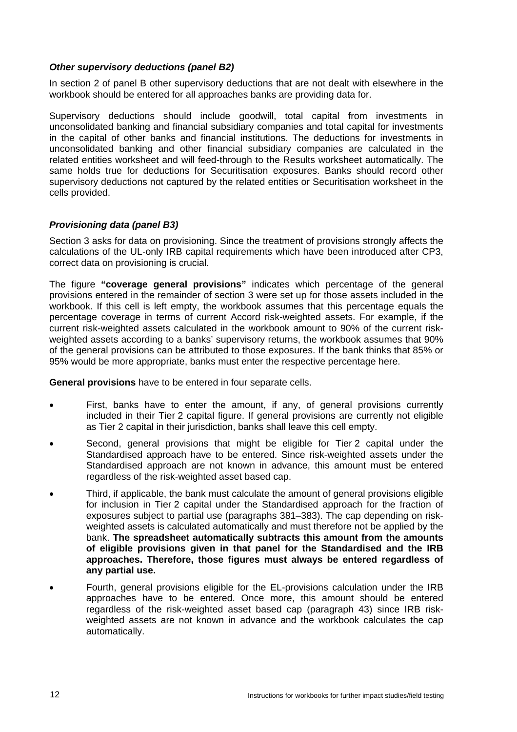### *Other supervisory deductions (panel B2)*

In section 2 of panel B other supervisory deductions that are not dealt with elsewhere in the workbook should be entered for all approaches banks are providing data for.

Supervisory deductions should include goodwill, total capital from investments in unconsolidated banking and financial subsidiary companies and total capital for investments in the capital of other banks and financial institutions. The deductions for investments in unconsolidated banking and other financial subsidiary companies are calculated in the related entities worksheet and will feed-through to the Results worksheet automatically. The same holds true for deductions for Securitisation exposures. Banks should record other supervisory deductions not captured by the related entities or Securitisation worksheet in the cells provided.

### *Provisioning data (panel B3)*

Section 3 asks for data on provisioning. Since the treatment of provisions strongly affects the calculations of the UL-only IRB capital requirements which have been introduced after CP3, correct data on provisioning is crucial.

The figure **"coverage general provisions"** indicates which percentage of the general provisions entered in the remainder of section 3 were set up for those assets included in the workbook. If this cell is left empty, the workbook assumes that this percentage equals the percentage coverage in terms of current Accord risk-weighted assets. For example, if the current risk-weighted assets calculated in the workbook amount to 90% of the current risk-weighted assets according to a banks' supervisory returns, the workbook assumes that 90% of the general provisions can be attributed to those exposures. If the bank thinks that 85% or 95% would be more appropriate, banks must enter the respective percentage here.

**General provisions** have to be entered in four separate cells.

- First, banks have to enter the amount, if any, of general provisions currently included in their Tier 2 capital figure. If general provisions are currently not eligible as Tier 2 capital in their jurisdiction, banks shall leave this cell empty.
- Second, general provisions that might be eligible for Tier 2 capital under the Standardised approach have to be entered. Since risk-weighted assets under the Standardised approach are not known in advance, this amount must be entered regardless of the risk-weighted asset based cap.
- Third, if applicable, the bank must calculate the amount of general provisions eligible for inclusion in Tier 2 capital under the Standardised approach for the fraction of exposures subject to partial use (paragraphs 381–383). The cap depending on risk-weighted assets is calculated automatically and must therefore not be applied by the bank. **The spreadsheet automatically subtracts this amount from the amounts of eligible provisions given in that panel for the Standardised and the IRB approaches. Therefore, those figures must always be entered regardless of any partial use.**
- Fourth, general provisions eligible for the EL-provisions calculation under the IRB approaches have to be entered. Once more, this amount should be entered regardless of the risk-weighted asset based cap (paragraph 43) since IRB risk-weighted assets are not known in advance and the workbook calculates the cap automatically.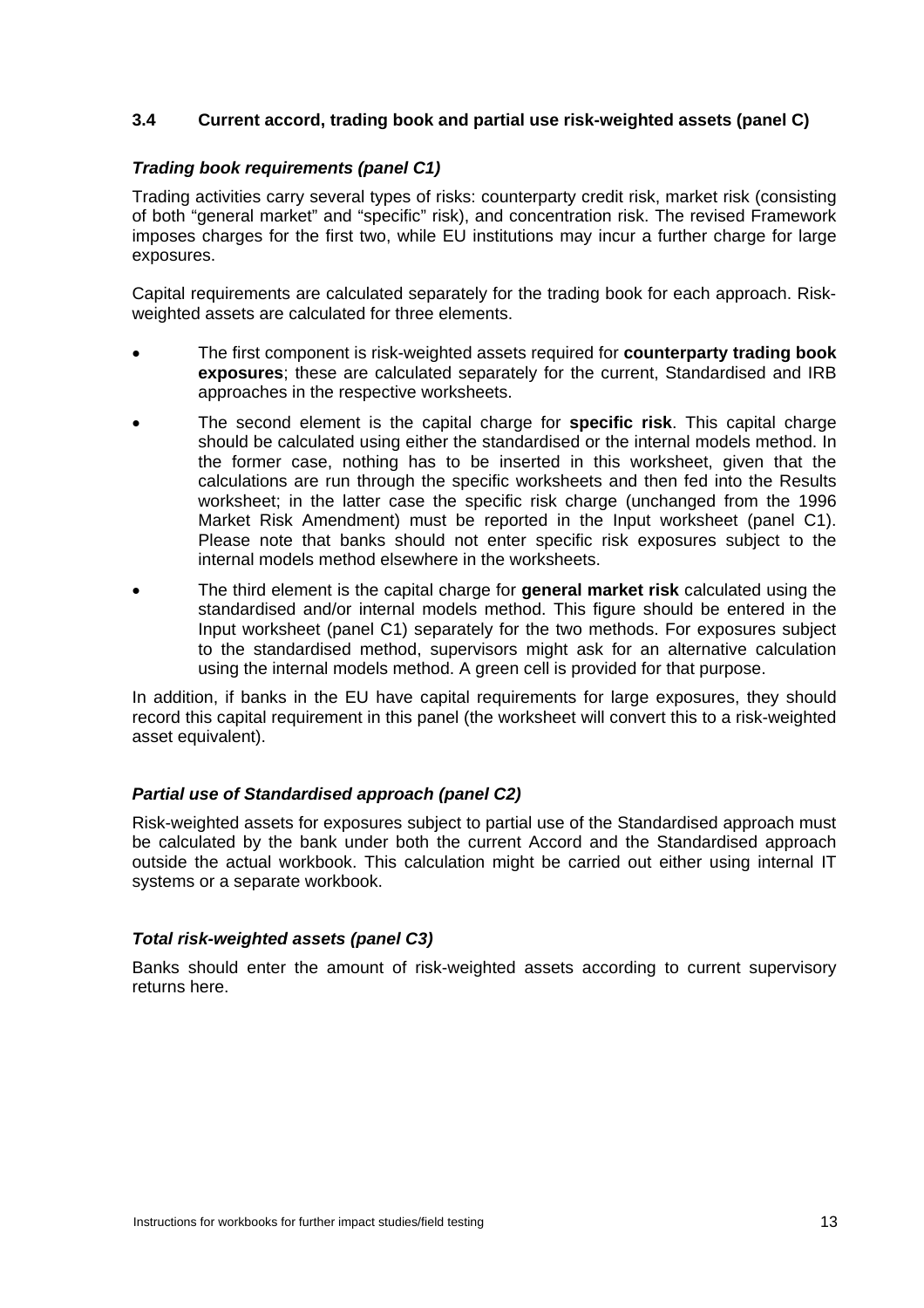### 3.4 Current accord, trading book and partial use risk-weighted assets (panel C)

***Trading book requirements (panel C1)***

Trading activities carry several types of risks: counterparty credit risk, market risk (consisting of both "general market" and "specific" risk), and concentration risk. The revised Framework imposes charges for the first two, while EU institutions may incur a further charge for large exposures.

Capital requirements are calculated separately for the trading book for each approach. Risk-weighted assets are calculated for three elements.

- The first component is risk-weighted assets required for **counterparty trading book exposures**; these are calculated separately for the current, Standardised and IRB approaches in the respective worksheets.
- The second element is the capital charge for **specific risk**. This capital charge should be calculated using either the standardised or the internal models method. In the former case, nothing has to be inserted in this worksheet, given that the calculations are run through the specific worksheets and then fed into the Results worksheet; in the latter case the specific risk charge (unchanged from the 1996 Market Risk Amendment) must be reported in the Input worksheet (panel C1). Please note that banks should not enter specific risk exposures subject to the internal models method elsewhere in the worksheets.
- The third element is the capital charge for **general market risk** calculated using the standardised and/or internal models method. This figure should be entered in the Input worksheet (panel C1) separately for the two methods. For exposures subject to the standardised method, supervisors might ask for an alternative calculation using the internal models method. A green cell is provided for that purpose.

In addition, if banks in the EU have capital requirements for large exposures, they should record this capital requirement in this panel (the worksheet will convert this to a risk-weighted asset equivalent).

***Partial use of Standardised approach (panel C2)***

Risk-weighted assets for exposures subject to partial use of the Standardised approach must be calculated by the bank under both the current Accord and the Standardised approach outside the actual workbook. This calculation might be carried out either using internal IT systems or a separate workbook.

***Total risk-weighted assets (panel C3)***

Banks should enter the amount of risk-weighted assets according to current supervisory returns here.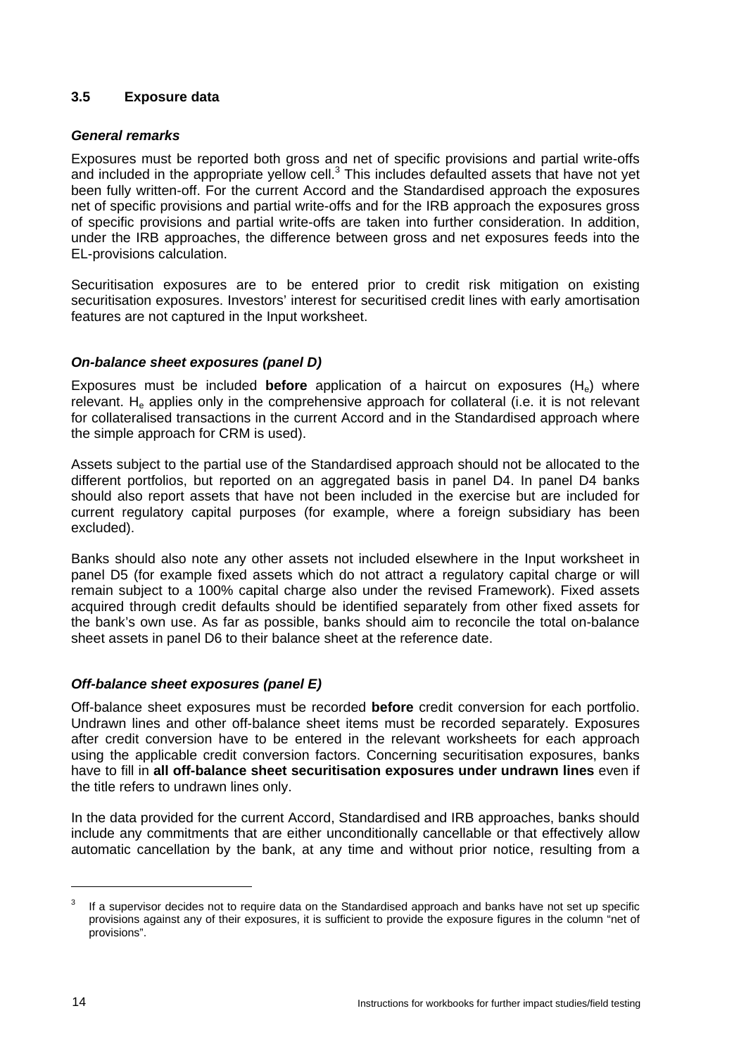### 3.5 Exposure data

***General remarks***

Exposures must be reported both gross and net of specific provisions and partial write-offs and included in the appropriate yellow cell.[3] This includes defaulted assets that have not yet been fully written-off. For the current Accord and the Standardised approach the exposures net of specific provisions and partial write-offs and for the IRB approach the exposures gross of specific provisions and partial write-offs are taken into further consideration. In addition, under the IRB approaches, the difference between gross and net exposures feeds into the EL-provisions calculation.

Securitisation exposures are to be entered prior to credit risk mitigation on existing securitisation exposures. Investors' interest for securitised credit lines with early amortisation features are not captured in the Input worksheet.

***On-balance sheet exposures (panel D)***

Exposures must be included **before** application of a haircut on exposures ($H_e$) where relevant. $H_e$ applies only in the comprehensive approach for collateral (i.e. it is not relevant for collateralised transactions in the current Accord and in the Standardised approach where the simple approach for CRM is used).

Assets subject to the partial use of the Standardised approach should not be allocated to the different portfolios, but reported on an aggregated basis in panel D4. In panel D4 banks should also report assets that have not been included in the exercise but are included for current regulatory capital purposes (for example, where a foreign subsidiary has been excluded).

Banks should also note any other assets not included elsewhere in the Input worksheet in panel D5 (for example fixed assets which do not attract a regulatory capital charge or will remain subject to a 100% capital charge also under the revised Framework). Fixed assets acquired through credit defaults should be identified separately from other fixed assets for the bank's own use. As far as possible, banks should aim to reconcile the total on-balance sheet assets in panel D6 to their balance sheet at the reference date.

***Off-balance sheet exposures (panel E)***

Off-balance sheet exposures must be recorded **before** credit conversion for each portfolio. Undrawn lines and other off-balance sheet items must be recorded separately. Exposures after credit conversion have to be entered in the relevant worksheets for each approach using the applicable credit conversion factors. Concerning securitisation exposures, banks have to fill in **all off-balance sheet securitisation exposures under undrawn lines** even if the title refers to undrawn lines only.

In the data provided for the current Accord, Standardised and IRB approaches, banks should include any commitments that are either unconditionally cancellable or that effectively allow automatic cancellation by the bank, at any time and without prior notice, resulting from a

[3] If a supervisor decides not to require data on the Standardised approach and banks have not set up specific provisions against any of their exposures, it is sufficient to provide the exposure figures in the column "net of provisions".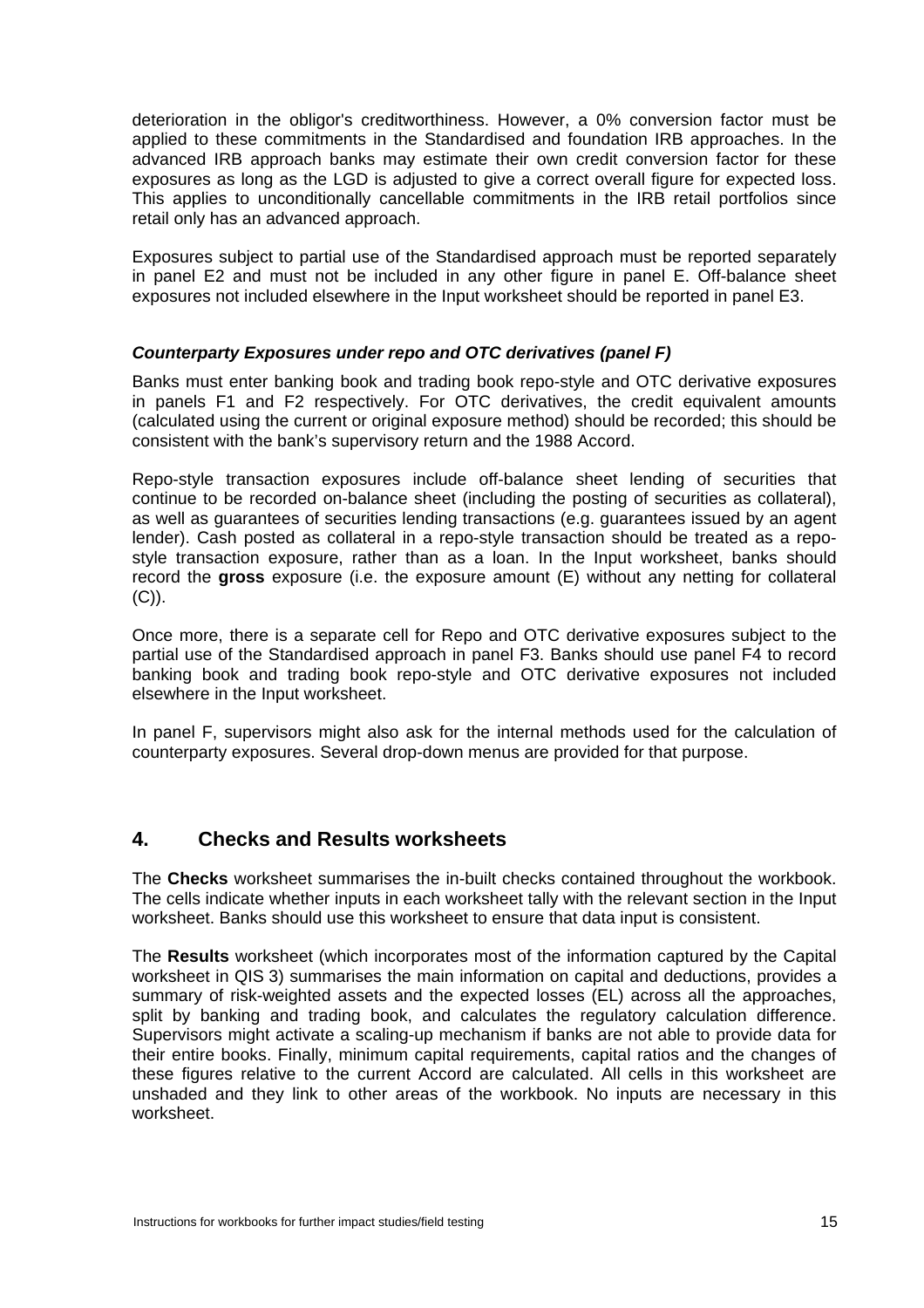deterioration in the obligor's creditworthiness. However, a 0% conversion factor must be applied to these commitments in the Standardised and foundation IRB approaches. In the advanced IRB approach banks may estimate their own credit conversion factor for these exposures as long as the LGD is adjusted to give a correct overall figure for expected loss. This applies to unconditionally cancellable commitments in the IRB retail portfolios since retail only has an advanced approach.

Exposures subject to partial use of the Standardised approach must be reported separately in panel E2 and must not be included in any other figure in panel E. Off-balance sheet exposures not included elsewhere in the Input worksheet should be reported in panel E3.

### *Counterparty Exposures under repo and OTC derivatives (panel F)*

Banks must enter banking book and trading book repo-style and OTC derivative exposures in panels F1 and F2 respectively. For OTC derivatives, the credit equivalent amounts (calculated using the current or original exposure method) should be recorded; this should be consistent with the bank's supervisory return and the 1988 Accord.

Repo-style transaction exposures include off-balance sheet lending of securities that continue to be recorded on-balance sheet (including the posting of securities as collateral), as well as guarantees of securities lending transactions (e.g. guarantees issued by an agent lender). Cash posted as collateral in a repo-style transaction should be treated as a repo-style transaction exposure, rather than as a loan. In the Input worksheet, banks should record the **gross** exposure (i.e. the exposure amount (E) without any netting for collateral (C)).

Once more, there is a separate cell for Repo and OTC derivative exposures subject to the partial use of the Standardised approach in panel F3. Banks should use panel F4 to record banking book and trading book repo-style and OTC derivative exposures not included elsewhere in the Input worksheet.

In panel F, supervisors might also ask for the internal methods used for the calculation of counterparty exposures. Several drop-down menus are provided for that purpose.

## 4. Checks and Results worksheets

The **Checks** worksheet summarises the in-built checks contained throughout the workbook. The cells indicate whether inputs in each worksheet tally with the relevant section in the Input worksheet. Banks should use this worksheet to ensure that data input is consistent.

The **Results** worksheet (which incorporates most of the information captured by the Capital worksheet in QIS 3) summarises the main information on capital and deductions, provides a summary of risk-weighted assets and the expected losses (EL) across all the approaches, split by banking and trading book, and calculates the regulatory calculation difference. Supervisors might activate a scaling-up mechanism if banks are not able to provide data for their entire books. Finally, minimum capital requirements, capital ratios and the changes of these figures relative to the current Accord are calculated. All cells in this worksheet are unshaded and they link to other areas of the workbook. No inputs are necessary in this worksheet.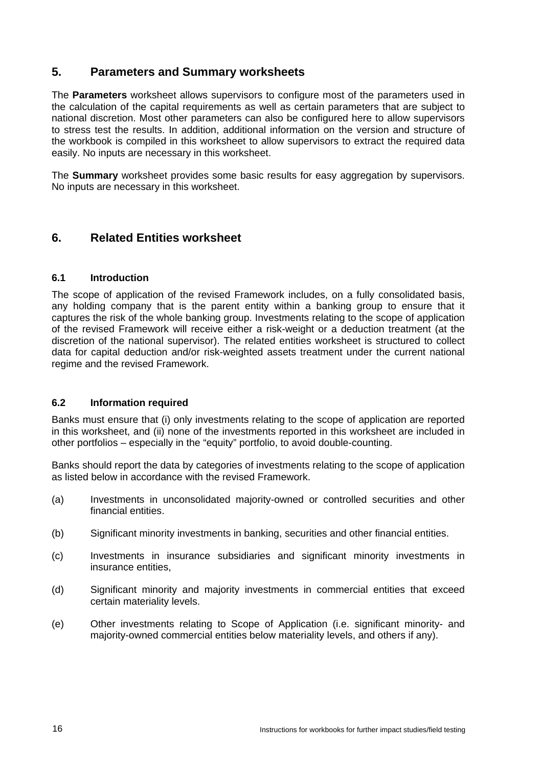## 5. Parameters and Summary worksheets

The **Parameters** worksheet allows supervisors to configure most of the parameters used in the calculation of the capital requirements as well as certain parameters that are subject to national discretion. Most other parameters can also be configured here to allow supervisors to stress test the results. In addition, additional information on the version and structure of the workbook is compiled in this worksheet to allow supervisors to extract the required data easily. No inputs are necessary in this worksheet.

The **Summary** worksheet provides some basic results for easy aggregation by supervisors. No inputs are necessary in this worksheet.

## 6. Related Entities worksheet

### 6.1 Introduction

The scope of application of the revised Framework includes, on a fully consolidated basis, any holding company that is the parent entity within a banking group to ensure that it captures the risk of the whole banking group. Investments relating to the scope of application of the revised Framework will receive either a risk-weight or a deduction treatment (at the discretion of the national supervisor). The related entities worksheet is structured to collect data for capital deduction and/or risk-weighted assets treatment under the current national regime and the revised Framework.

### 6.2 Information required

Banks must ensure that (i) only investments relating to the scope of application are reported in this worksheet, and (ii) none of the investments reported in this worksheet are included in other portfolios – especially in the "equity" portfolio, to avoid double-counting.

Banks should report the data by categories of investments relating to the scope of application as listed below in accordance with the revised Framework.

(a) Investments in unconsolidated majority-owned or controlled securities and other financial entities.

(b) Significant minority investments in banking, securities and other financial entities.

(c) Investments in insurance subsidiaries and significant minority investments in insurance entities,

(d) Significant minority and majority investments in commercial entities that exceed certain materiality levels.

(e) Other investments relating to Scope of Application (i.e. significant minority- and majority-owned commercial entities below materiality levels, and others if any).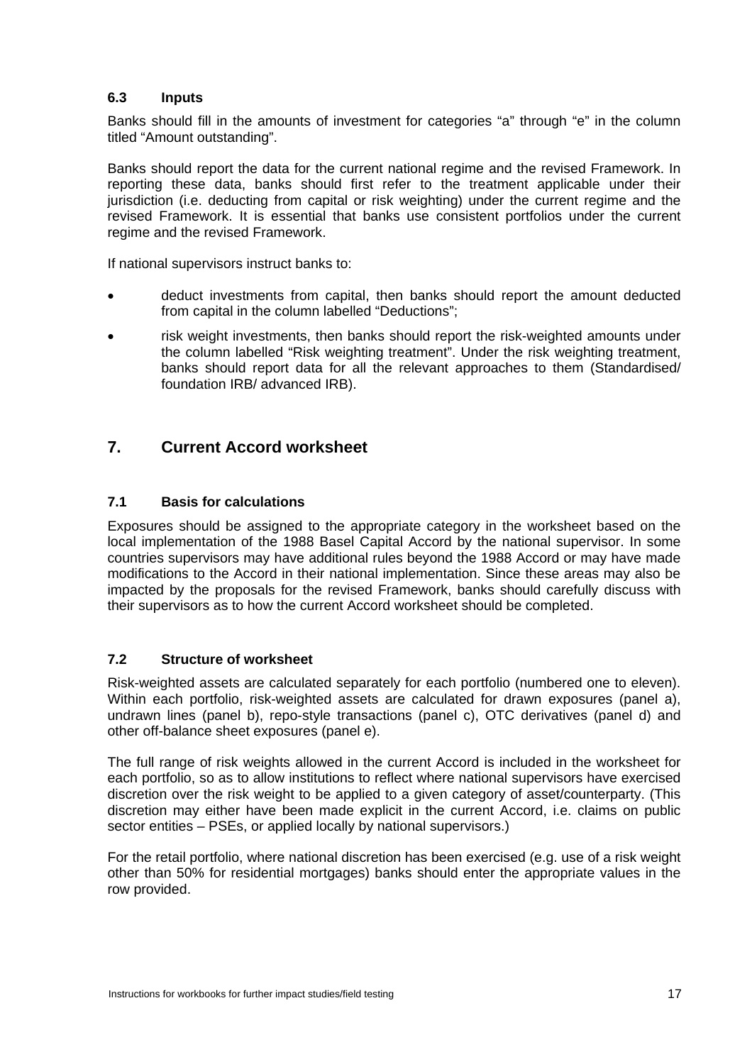### 6.3 Inputs

Banks should fill in the amounts of investment for categories "a" through "e" in the column titled "Amount outstanding".

Banks should report the data for the current national regime and the revised Framework. In reporting these data, banks should first refer to the treatment applicable under their jurisdiction (i.e. deducting from capital or risk weighting) under the current regime and the revised Framework. It is essential that banks use consistent portfolios under the current regime and the revised Framework.

If national supervisors instruct banks to:

- deduct investments from capital, then banks should report the amount deducted from capital in the column labelled "Deductions";
- risk weight investments, then banks should report the risk-weighted amounts under the column labelled "Risk weighting treatment". Under the risk weighting treatment, banks should report data for all the relevant approaches to them (Standardised/ foundation IRB/ advanced IRB).

## 7. Current Accord worksheet

### 7.1 Basis for calculations

Exposures should be assigned to the appropriate category in the worksheet based on the local implementation of the 1988 Basel Capital Accord by the national supervisor. In some countries supervisors may have additional rules beyond the 1988 Accord or may have made modifications to the Accord in their national implementation. Since these areas may also be impacted by the proposals for the revised Framework, banks should carefully discuss with their supervisors as to how the current Accord worksheet should be completed.

### 7.2 Structure of worksheet

Risk-weighted assets are calculated separately for each portfolio (numbered one to eleven). Within each portfolio, risk-weighted assets are calculated for drawn exposures (panel a), undrawn lines (panel b), repo-style transactions (panel c), OTC derivatives (panel d) and other off-balance sheet exposures (panel e).

The full range of risk weights allowed in the current Accord is included in the worksheet for each portfolio, so as to allow institutions to reflect where national supervisors have exercised discretion over the risk weight to be applied to a given category of asset/counterparty. (This discretion may either have been made explicit in the current Accord, i.e. claims on public sector entities – PSEs, or applied locally by national supervisors.)

For the retail portfolio, where national discretion has been exercised (e.g. use of a risk weight other than 50% for residential mortgages) banks should enter the appropriate values in the row provided.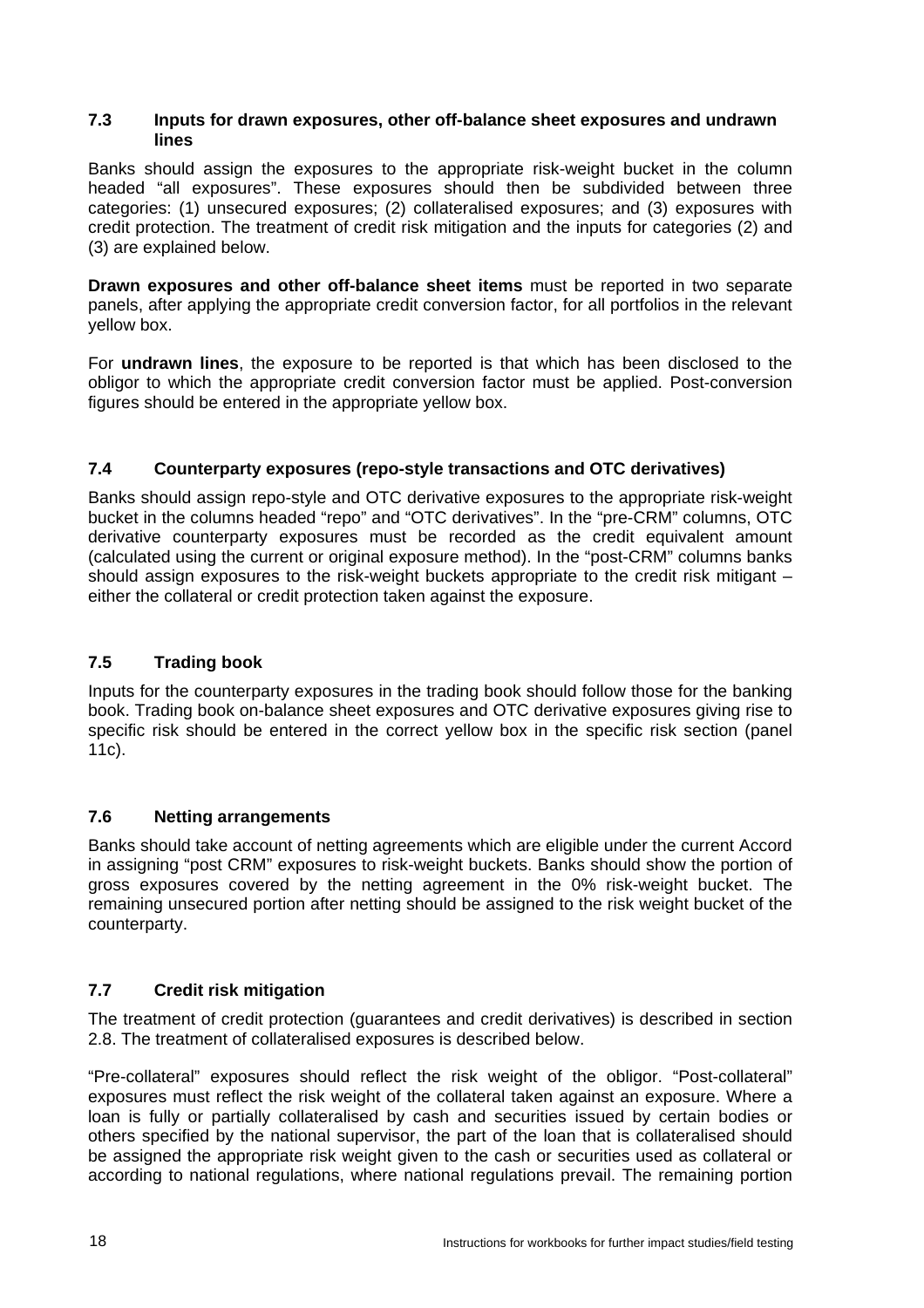### 7.3 Inputs for drawn exposures, other off-balance sheet exposures and undrawn lines

Banks should assign the exposures to the appropriate risk-weight bucket in the column headed "all exposures". These exposures should then be subdivided between three categories: (1) unsecured exposures; (2) collateralised exposures; and (3) exposures with credit protection. The treatment of credit risk mitigation and the inputs for categories (2) and (3) are explained below.

**Drawn exposures and other off-balance sheet items** must be reported in two separate panels, after applying the appropriate credit conversion factor, for all portfolios in the relevant yellow box.

For **undrawn lines**, the exposure to be reported is that which has been disclosed to the obligor to which the appropriate credit conversion factor must be applied. Post-conversion figures should be entered in the appropriate yellow box.

### 7.4 Counterparty exposures (repo-style transactions and OTC derivatives)

Banks should assign repo-style and OTC derivative exposures to the appropriate risk-weight bucket in the columns headed "repo" and "OTC derivatives". In the "pre-CRM" columns, OTC derivative counterparty exposures must be recorded as the credit equivalent amount (calculated using the current or original exposure method). In the "post-CRM" columns banks should assign exposures to the risk-weight buckets appropriate to the credit risk mitigant – either the collateral or credit protection taken against the exposure.

### 7.5 Trading book

Inputs for the counterparty exposures in the trading book should follow those for the banking book. Trading book on-balance sheet exposures and OTC derivative exposures giving rise to specific risk should be entered in the correct yellow box in the specific risk section (panel 11c).

### 7.6 Netting arrangements

Banks should take account of netting agreements which are eligible under the current Accord in assigning "post CRM" exposures to risk-weight buckets. Banks should show the portion of gross exposures covered by the netting agreement in the 0% risk-weight bucket. The remaining unsecured portion after netting should be assigned to the risk weight bucket of the counterparty.

### 7.7 Credit risk mitigation

The treatment of credit protection (guarantees and credit derivatives) is described in section 2.8. The treatment of collateralised exposures is described below.

"Pre-collateral" exposures should reflect the risk weight of the obligor. "Post-collateral" exposures must reflect the risk weight of the collateral taken against an exposure. Where a loan is fully or partially collateralised by cash and securities issued by certain bodies or others specified by the national supervisor, the part of the loan that is collateralised should be assigned the appropriate risk weight given to the cash or securities used as collateral or according to national regulations, where national regulations prevail. The remaining portion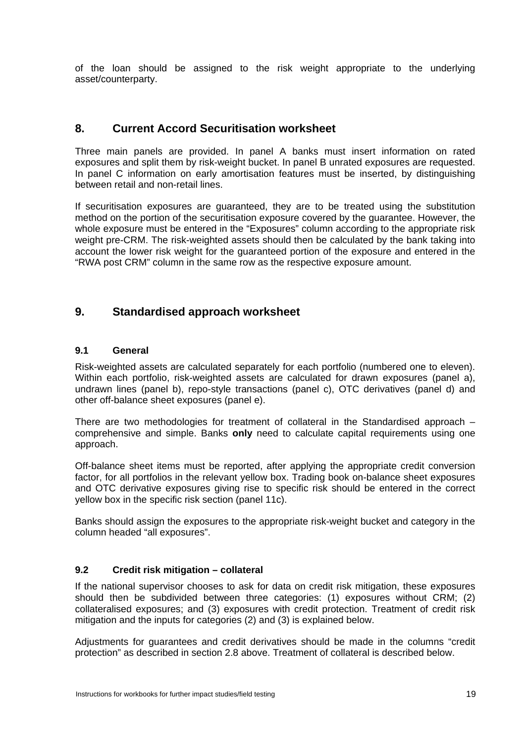of the loan should be assigned to the risk weight appropriate to the underlying asset/counterparty.

## 8. Current Accord Securitisation worksheet

Three main panels are provided. In panel A banks must insert information on rated exposures and split them by risk-weight bucket. In panel B unrated exposures are requested. In panel C information on early amortisation features must be inserted, by distinguishing between retail and non-retail lines.

If securitisation exposures are guaranteed, they are to be treated using the substitution method on the portion of the securitisation exposure covered by the guarantee. However, the whole exposure must be entered in the "Exposures" column according to the appropriate risk weight pre-CRM. The risk-weighted assets should then be calculated by the bank taking into account the lower risk weight for the guaranteed portion of the exposure and entered in the "RWA post CRM" column in the same row as the respective exposure amount.

## 9. Standardised approach worksheet

### 9.1 General

Risk-weighted assets are calculated separately for each portfolio (numbered one to eleven). Within each portfolio, risk-weighted assets are calculated for drawn exposures (panel a), undrawn lines (panel b), repo-style transactions (panel c), OTC derivatives (panel d) and other off-balance sheet exposures (panel e).

There are two methodologies for treatment of collateral in the Standardised approach – comprehensive and simple. Banks **only** need to calculate capital requirements using one approach.

Off-balance sheet items must be reported, after applying the appropriate credit conversion factor, for all portfolios in the relevant yellow box. Trading book on-balance sheet exposures and OTC derivative exposures giving rise to specific risk should be entered in the correct yellow box in the specific risk section (panel 11c).

Banks should assign the exposures to the appropriate risk-weight bucket and category in the column headed "all exposures".

### 9.2 Credit risk mitigation – collateral

If the national supervisor chooses to ask for data on credit risk mitigation, these exposures should then be subdivided between three categories: (1) exposures without CRM; (2) collateralised exposures; and (3) exposures with credit protection. Treatment of credit risk mitigation and the inputs for categories (2) and (3) is explained below.

Adjustments for guarantees and credit derivatives should be made in the columns "credit protection" as described in section 2.8 above. Treatment of collateral is described below.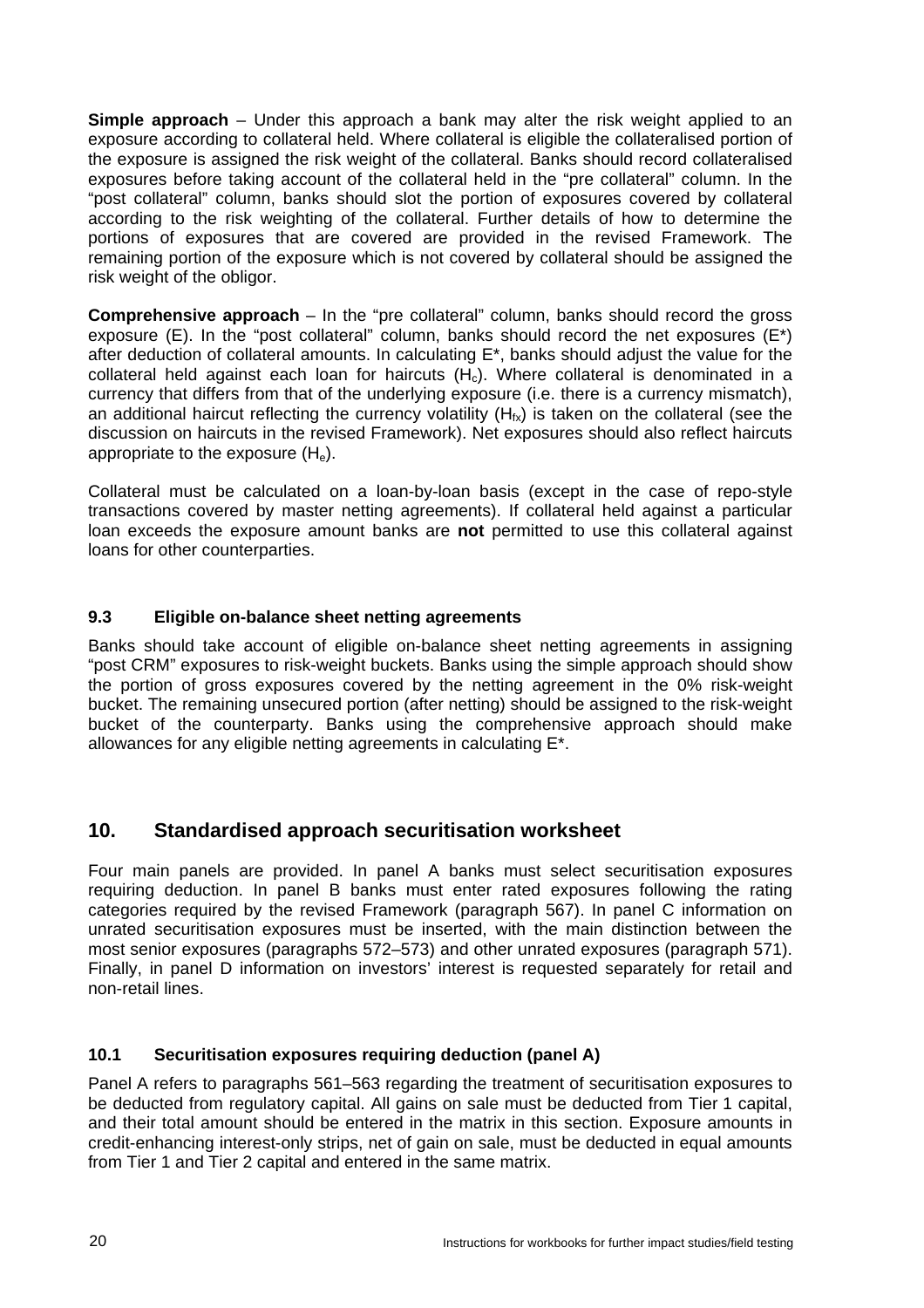**Simple approach** – Under this approach a bank may alter the risk weight applied to an exposure according to collateral held. Where collateral is eligible the collateralised portion of the exposure is assigned the risk weight of the collateral. Banks should record collateralised exposures before taking account of the collateral held in the "pre collateral" column. In the "post collateral" column, banks should slot the portion of exposures covered by collateral according to the risk weighting of the collateral. Further details of how to determine the portions of exposures that are covered are provided in the revised Framework. The remaining portion of the exposure which is not covered by collateral should be assigned the risk weight of the obligor.

**Comprehensive approach** – In the "pre collateral" column, banks should record the gross exposure (E). In the "post collateral" column, banks should record the net exposures (E*) after deduction of collateral amounts. In calculating E*, banks should adjust the value for the collateral held against each loan for haircuts ($H_c$). Where collateral is denominated in a currency that differs from that of the underlying exposure (i.e. there is a currency mismatch), an additional haircut reflecting the currency volatility ($H_{fx}$) is taken on the collateral (see the discussion on haircuts in the revised Framework). Net exposures should also reflect haircuts appropriate to the exposure ($H_e$).

Collateral must be calculated on a loan-by-loan basis (except in the case of repo-style transactions covered by master netting agreements). If collateral held against a particular loan exceeds the exposure amount banks are **not** permitted to use this collateral against loans for other counterparties.

### 9.3 Eligible on-balance sheet netting agreements

Banks should take account of eligible on-balance sheet netting agreements in assigning "post CRM" exposures to risk-weight buckets. Banks using the simple approach should show the portion of gross exposures covered by the netting agreement in the 0% risk-weight bucket. The remaining unsecured portion (after netting) should be assigned to the risk-weight bucket of the counterparty. Banks using the comprehensive approach should make allowances for any eligible netting agreements in calculating E*.

## 10. Standardised approach securitisation worksheet

Four main panels are provided. In panel A banks must select securitisation exposures requiring deduction. In panel B banks must enter rated exposures following the rating categories required by the revised Framework (paragraph 567). In panel C information on unrated securitisation exposures must be inserted, with the main distinction between the most senior exposures (paragraphs 572–573) and other unrated exposures (paragraph 571). Finally, in panel D information on investors' interest is requested separately for retail and non-retail lines.

### 10.1 Securitisation exposures requiring deduction (panel A)

Panel A refers to paragraphs 561–563 regarding the treatment of securitisation exposures to be deducted from regulatory capital. All gains on sale must be deducted from Tier 1 capital, and their total amount should be entered in the matrix in this section. Exposure amounts in credit-enhancing interest-only strips, net of gain on sale, must be deducted in equal amounts from Tier 1 and Tier 2 capital and entered in the same matrix.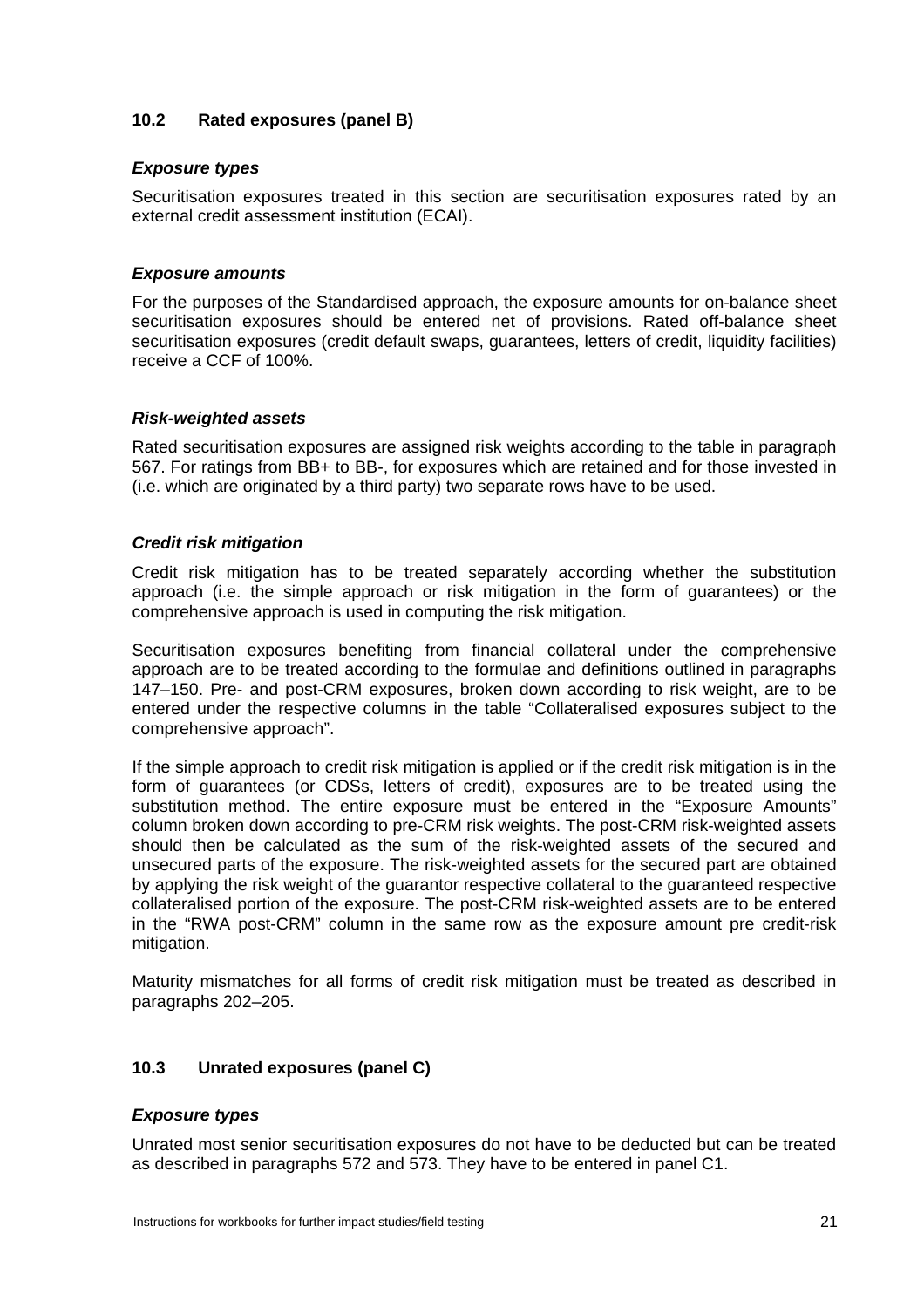## 10.2 Rated exposures (panel B)

### *Exposure types*

Securitisation exposures treated in this section are securitisation exposures rated by an external credit assessment institution (ECAI).

### *Exposure amounts*

For the purposes of the Standardised approach, the exposure amounts for on-balance sheet securitisation exposures should be entered net of provisions. Rated off-balance sheet securitisation exposures (credit default swaps, guarantees, letters of credit, liquidity facilities) receive a CCF of 100%.

### *Risk-weighted assets*

Rated securitisation exposures are assigned risk weights according to the table in paragraph 567. For ratings from BB+ to BB-, for exposures which are retained and for those invested in (i.e. which are originated by a third party) two separate rows have to be used.

### *Credit risk mitigation*

Credit risk mitigation has to be treated separately according whether the substitution approach (i.e. the simple approach or risk mitigation in the form of guarantees) or the comprehensive approach is used in computing the risk mitigation.

Securitisation exposures benefiting from financial collateral under the comprehensive approach are to be treated according to the formulae and definitions outlined in paragraphs 147–150. Pre- and post-CRM exposures, broken down according to risk weight, are to be entered under the respective columns in the table "Collateralised exposures subject to the comprehensive approach".

If the simple approach to credit risk mitigation is applied or if the credit risk mitigation is in the form of guarantees (or CDSs, letters of credit), exposures are to be treated using the substitution method. The entire exposure must be entered in the "Exposure Amounts" column broken down according to pre-CRM risk weights. The post-CRM risk-weighted assets should then be calculated as the sum of the risk-weighted assets of the secured and unsecured parts of the exposure. The risk-weighted assets for the secured part are obtained by applying the risk weight of the guarantor respective collateral to the guaranteed respective collateralised portion of the exposure. The post-CRM risk-weighted assets are to be entered in the "RWA post-CRM" column in the same row as the exposure amount pre credit-risk mitigation.

Maturity mismatches for all forms of credit risk mitigation must be treated as described in paragraphs 202–205.

## 10.3 Unrated exposures (panel C)

### *Exposure types*

Unrated most senior securitisation exposures do not have to be deducted but can be treated as described in paragraphs 572 and 573. They have to be entered in panel C1.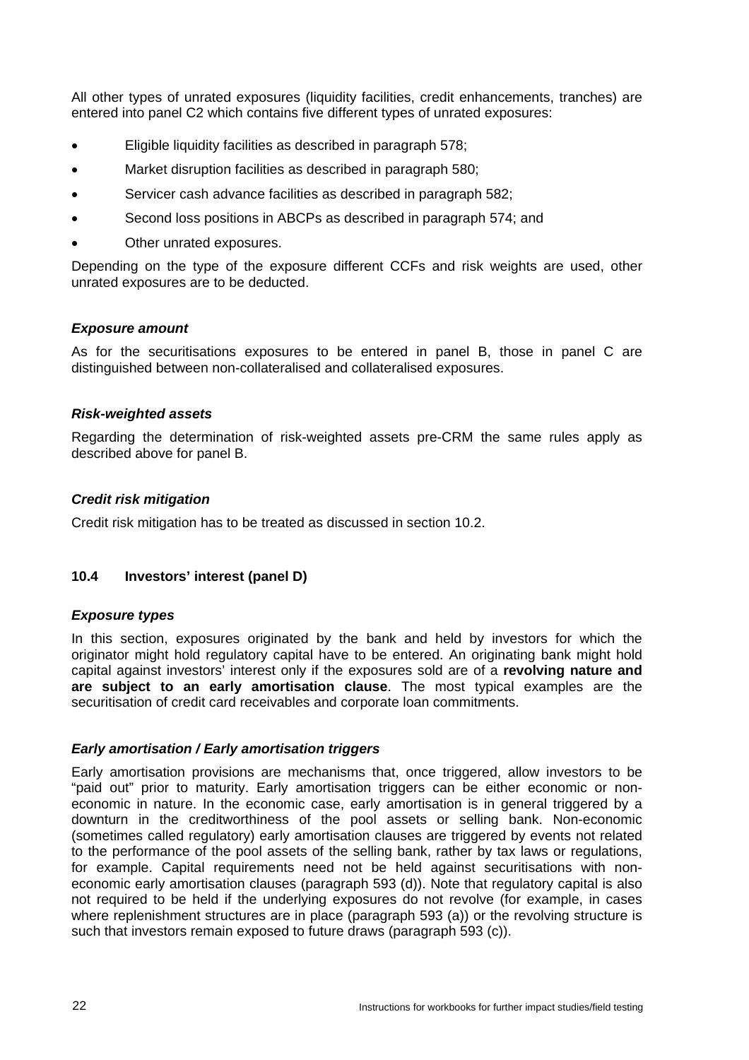All other types of unrated exposures (liquidity facilities, credit enhancements, tranches) are entered into panel C2 which contains five different types of unrated exposures:

- Eligible liquidity facilities as described in paragraph 578;
- Market disruption facilities as described in paragraph 580;
- Servicer cash advance facilities as described in paragraph 582;
- Second loss positions in ABCPs as described in paragraph 574; and
- Other unrated exposures.

Depending on the type of the exposure different CCFs and risk weights are used, other unrated exposures are to be deducted.

***Exposure amount***

As for the securitisations exposures to be entered in panel B, those in panel C are distinguished between non-collateralised and collateralised exposures.

***Risk-weighted assets***

Regarding the determination of risk-weighted assets pre-CRM the same rules apply as described above for panel B.

***Credit risk mitigation***

Credit risk mitigation has to be treated as discussed in section 10.2.

### 10.4 Investors' interest (panel D)

***Exposure types***

In this section, exposures originated by the bank and held by investors for which the originator might hold regulatory capital have to be entered. An originating bank might hold capital against investors' interest only if the exposures sold are of a **revolving nature and are subject to an early amortisation clause**. The most typical examples are the securitisation of credit card receivables and corporate loan commitments.

***Early amortisation / Early amortisation triggers***

Early amortisation provisions are mechanisms that, once triggered, allow investors to be "paid out" prior to maturity. Early amortisation triggers can be either economic or non-economic in nature. In the economic case, early amortisation is in general triggered by a downturn in the creditworthiness of the pool assets or selling bank. Non-economic (sometimes called regulatory) early amortisation clauses are triggered by events not related to the performance of the pool assets of the selling bank, rather by tax laws or regulations, for example. Capital requirements need not be held against securitisations with non-economic early amortisation clauses (paragraph 593 (d)). Note that regulatory capital is also not required to be held if the underlying exposures do not revolve (for example, in cases where replenishment structures are in place (paragraph 593 (a)) or the revolving structure is such that investors remain exposed to future draws (paragraph 593 (c)).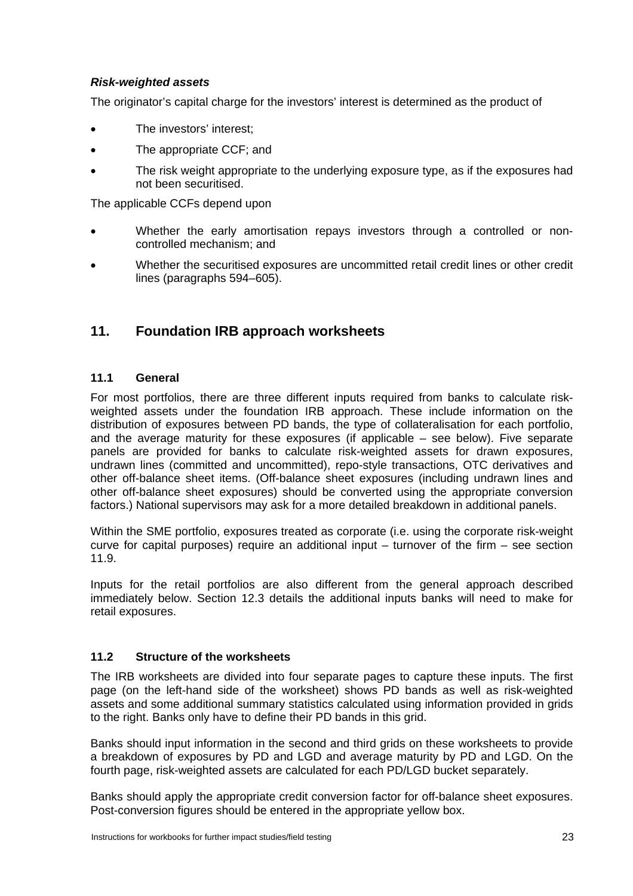***Risk-weighted assets***

The originator's capital charge for the investors' interest is determined as the product of

- The investors' interest;
- The appropriate CCF; and
- The risk weight appropriate to the underlying exposure type, as if the exposures had not been securitised.

The applicable CCFs depend upon

- Whether the early amortisation repays investors through a controlled or non-controlled mechanism; and
- Whether the securitised exposures are uncommitted retail credit lines or other credit lines (paragraphs 594–605).

## 11. Foundation IRB approach worksheets

### 11.1 General

For most portfolios, there are three different inputs required from banks to calculate risk-weighted assets under the foundation IRB approach. These include information on the distribution of exposures between PD bands, the type of collateralisation for each portfolio, and the average maturity for these exposures (if applicable – see below). Five separate panels are provided for banks to calculate risk-weighted assets for drawn exposures, undrawn lines (committed and uncommitted), repo-style transactions, OTC derivatives and other off-balance sheet items. (Off-balance sheet exposures (including undrawn lines and other off-balance sheet exposures) should be converted using the appropriate conversion factors.) National supervisors may ask for a more detailed breakdown in additional panels.

Within the SME portfolio, exposures treated as corporate (i.e. using the corporate risk-weight curve for capital purposes) require an additional input – turnover of the firm – see section 11.9.

Inputs for the retail portfolios are also different from the general approach described immediately below. Section 12.3 details the additional inputs banks will need to make for retail exposures.

### 11.2 Structure of the worksheets

The IRB worksheets are divided into four separate pages to capture these inputs. The first page (on the left-hand side of the worksheet) shows PD bands as well as risk-weighted assets and some additional summary statistics calculated using information provided in grids to the right. Banks only have to define their PD bands in this grid.

Banks should input information in the second and third grids on these worksheets to provide a breakdown of exposures by PD and LGD and average maturity by PD and LGD. On the fourth page, risk-weighted assets are calculated for each PD/LGD bucket separately.

Banks should apply the appropriate credit conversion factor for off-balance sheet exposures. Post-conversion figures should be entered in the appropriate yellow box.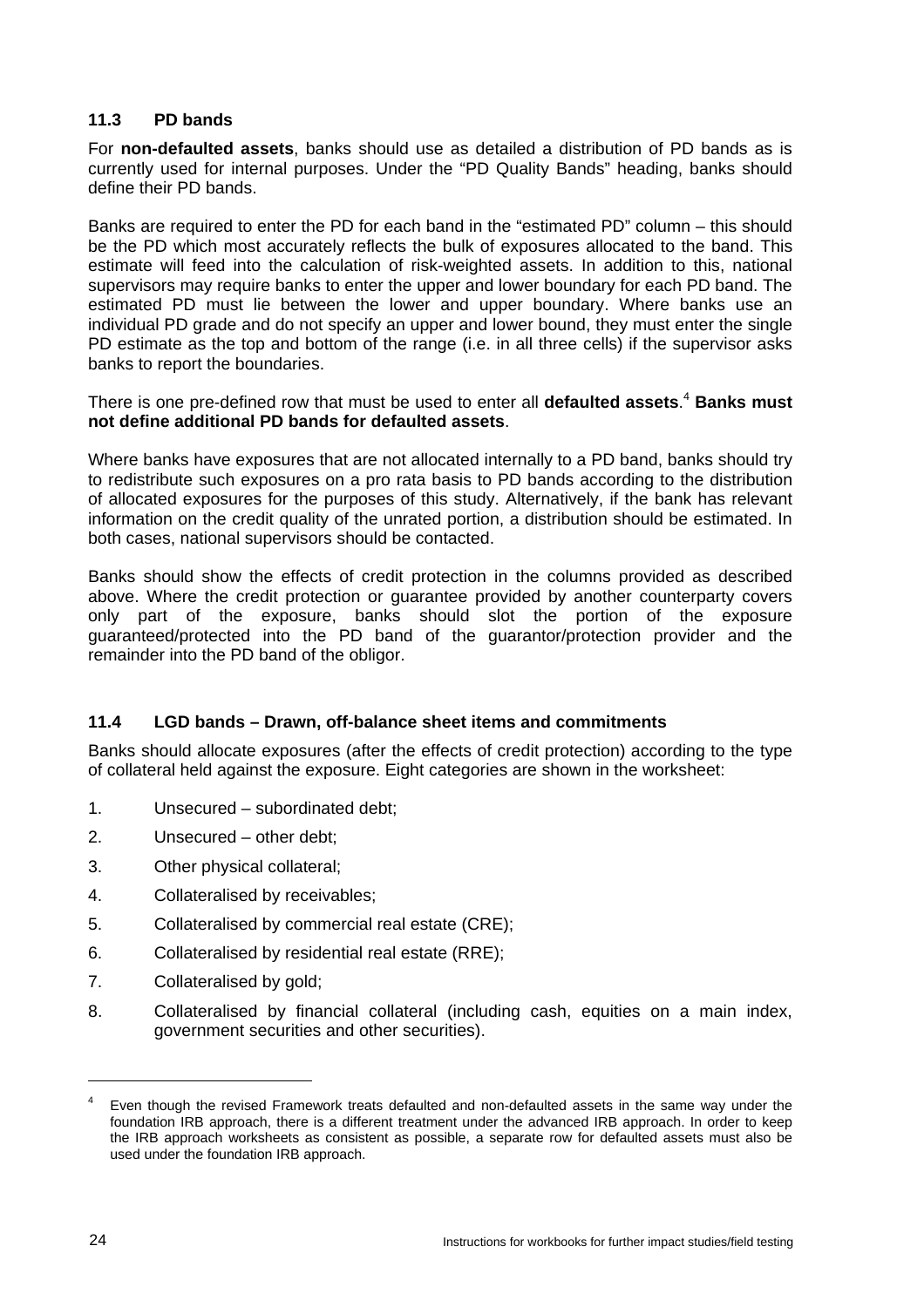### 11.3 PD bands

For **non-defaulted assets**, banks should use as detailed a distribution of PD bands as is currently used for internal purposes. Under the "PD Quality Bands" heading, banks should define their PD bands.

Banks are required to enter the PD for each band in the "estimated PD" column – this should be the PD which most accurately reflects the bulk of exposures allocated to the band. This estimate will feed into the calculation of risk-weighted assets. In addition to this, national supervisors may require banks to enter the upper and lower boundary for each PD band. The estimated PD must lie between the lower and upper boundary. Where banks use an individual PD grade and do not specify an upper and lower bound, they must enter the single PD estimate as the top and bottom of the range (i.e. in all three cells) if the supervisor asks banks to report the boundaries.

There is one pre-defined row that must be used to enter all **defaulted assets**.[4] **Banks must not define additional PD bands for defaulted assets**.

Where banks have exposures that are not allocated internally to a PD band, banks should try to redistribute such exposures on a pro rata basis to PD bands according to the distribution of allocated exposures for the purposes of this study. Alternatively, if the bank has relevant information on the credit quality of the unrated portion, a distribution should be estimated. In both cases, national supervisors should be contacted.

Banks should show the effects of credit protection in the columns provided as described above. Where the credit protection or guarantee provided by another counterparty covers only part of the exposure, banks should slot the portion of the exposure guaranteed/protected into the PD band of the guarantor/protection provider and the remainder into the PD band of the obligor.

### 11.4 LGD bands – Drawn, off-balance sheet items and commitments

Banks should allocate exposures (after the effects of credit protection) according to the type of collateral held against the exposure. Eight categories are shown in the worksheet:

1. Unsecured – subordinated debt;
2. Unsecured – other debt;
3. Other physical collateral;
4. Collateralised by receivables;
5. Collateralised by commercial real estate (CRE);
6. Collateralised by residential real estate (RRE);
7. Collateralised by gold;
8. Collateralised by financial collateral (including cash, equities on a main index, government securities and other securities).

---

[4] Even though the revised Framework treats defaulted and non-defaulted assets in the same way under the foundation IRB approach, there is a different treatment under the advanced IRB approach. In order to keep the IRB approach worksheets as consistent as possible, a separate row for defaulted assets must also be used under the foundation IRB approach.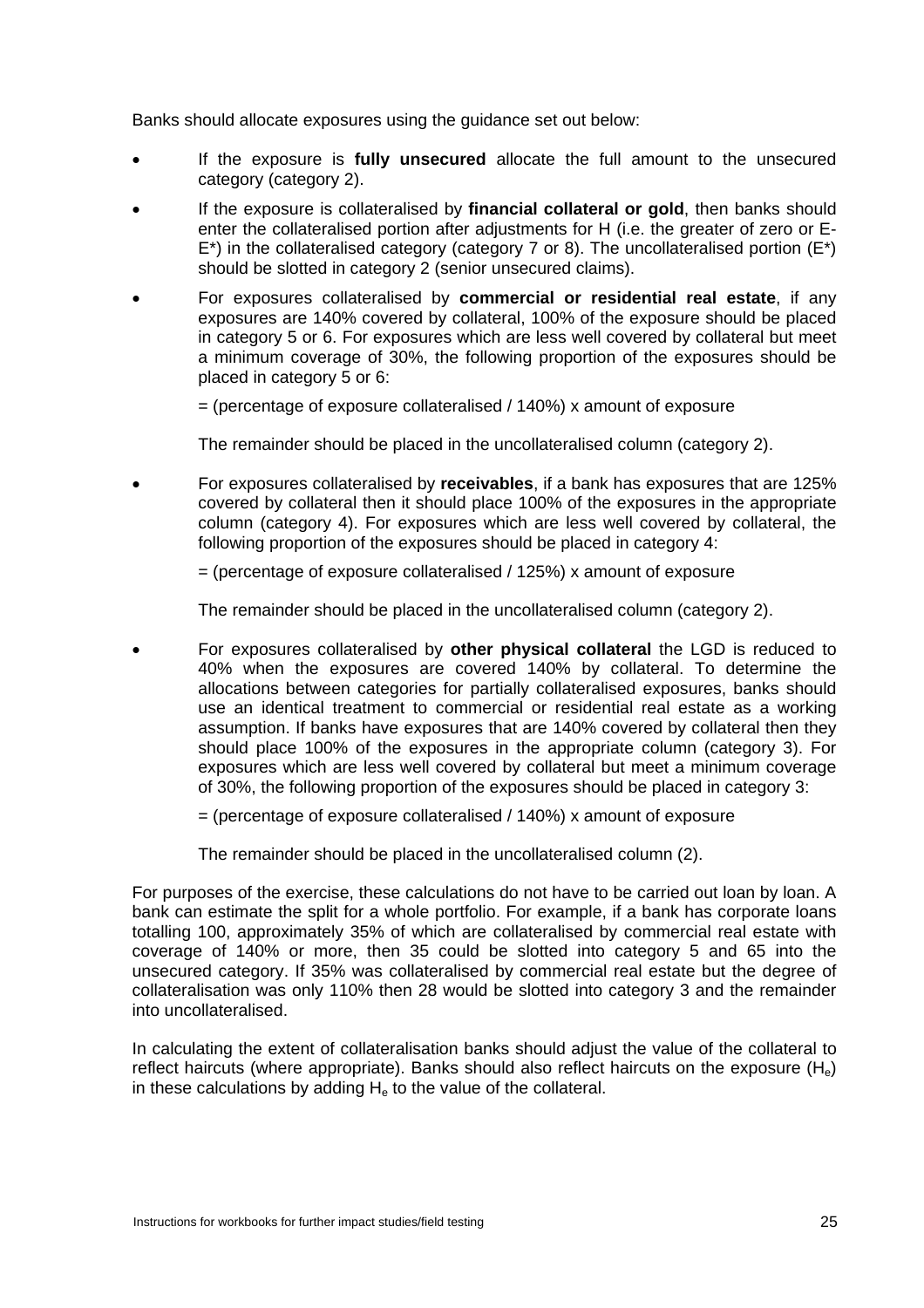Banks should allocate exposures using the guidance set out below:

- If the exposure is **fully unsecured** allocate the full amount to the unsecured category (category 2).
- If the exposure is collateralised by **financial collateral or gold**, then banks should enter the collateralised portion after adjustments for H (i.e. the greater of zero or E-E*) in the collateralised category (category 7 or 8). The uncollateralised portion (E*) should be slotted in category 2 (senior unsecured claims).
- For exposures collateralised by **commercial or residential real estate**, if any exposures are 140% covered by collateral, 100% of the exposure should be placed in category 5 or 6. For exposures which are less well covered by collateral but meet a minimum coverage of 30%, the following proportion of the exposures should be placed in category 5 or 6:

  = (percentage of exposure collateralised / 140%) x amount of exposure

  The remainder should be placed in the uncollateralised column (category 2).

- For exposures collateralised by **receivables**, if a bank has exposures that are 125% covered by collateral then it should place 100% of the exposures in the appropriate column (category 4). For exposures which are less well covered by collateral, the following proportion of the exposures should be placed in category 4:

  = (percentage of exposure collateralised / 125%) x amount of exposure

  The remainder should be placed in the uncollateralised column (category 2).

- For exposures collateralised by **other physical collateral** the LGD is reduced to 40% when the exposures are covered 140% by collateral. To determine the allocations between categories for partially collateralised exposures, banks should use an identical treatment to commercial or residential real estate as a working assumption. If banks have exposures that are 140% covered by collateral then they should place 100% of the exposures in the appropriate column (category 3). For exposures which are less well covered by collateral but meet a minimum coverage of 30%, the following proportion of the exposures should be placed in category 3:

  = (percentage of exposure collateralised / 140%) x amount of exposure

  The remainder should be placed in the uncollateralised column (2).

For purposes of the exercise, these calculations do not have to be carried out loan by loan. A bank can estimate the split for a whole portfolio. For example, if a bank has corporate loans totalling 100, approximately 35% of which are collateralised by commercial real estate with coverage of 140% or more, then 35 could be slotted into category 5 and 65 into the unsecured category. If 35% was collateralised by commercial real estate but the degree of collateralisation was only 110% then 28 would be slotted into category 3 and the remainder into uncollateralised.

In calculating the extent of collateralisation banks should adjust the value of the collateral to reflect haircuts (where appropriate). Banks should also reflect haircuts on the exposure ($H_e$) in these calculations by adding $H_e$ to the value of the collateral.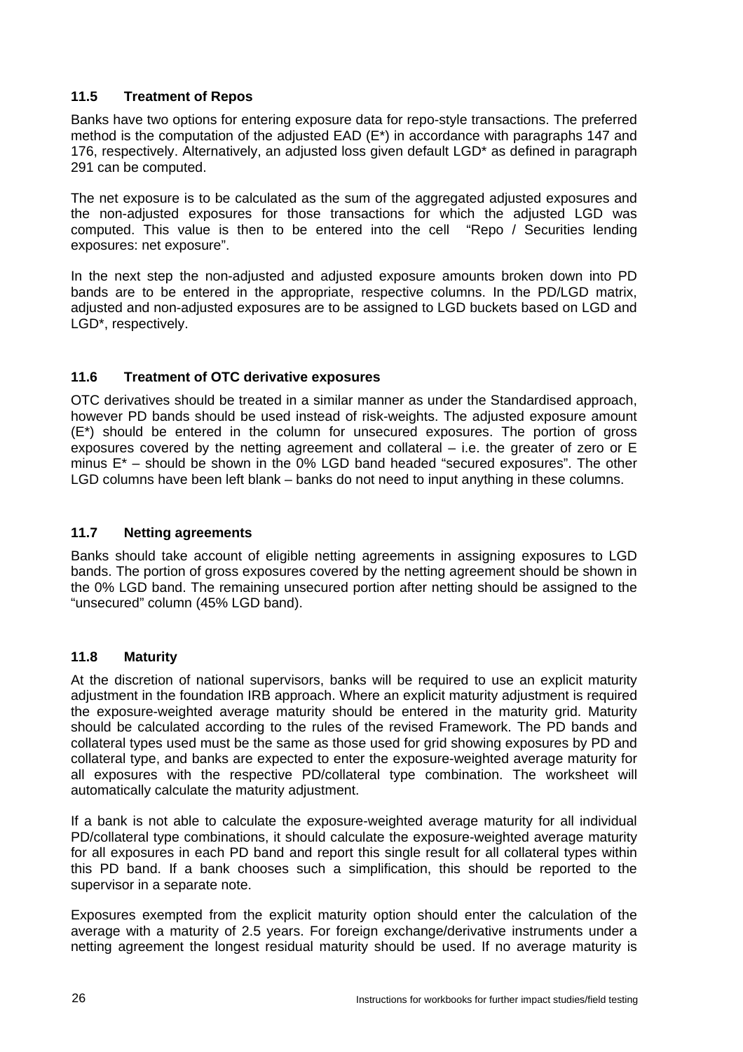### 11.5 Treatment of Repos

Banks have two options for entering exposure data for repo-style transactions. The preferred method is the computation of the adjusted EAD (E*) in accordance with paragraphs 147 and 176, respectively. Alternatively, an adjusted loss given default LGD* as defined in paragraph 291 can be computed.

The net exposure is to be calculated as the sum of the aggregated adjusted exposures and the non-adjusted exposures for those transactions for which the adjusted LGD was computed. This value is then to be entered into the cell "Repo / Securities lending exposures: net exposure".

In the next step the non-adjusted and adjusted exposure amounts broken down into PD bands are to be entered in the appropriate, respective columns. In the PD/LGD matrix, adjusted and non-adjusted exposures are to be assigned to LGD buckets based on LGD and LGD*, respectively.

### 11.6 Treatment of OTC derivative exposures

OTC derivatives should be treated in a similar manner as under the Standardised approach, however PD bands should be used instead of risk-weights. The adjusted exposure amount (E*) should be entered in the column for unsecured exposures. The portion of gross exposures covered by the netting agreement and collateral – i.e. the greater of zero or E minus E* – should be shown in the 0% LGD band headed "secured exposures". The other LGD columns have been left blank – banks do not need to input anything in these columns.

### 11.7 Netting agreements

Banks should take account of eligible netting agreements in assigning exposures to LGD bands. The portion of gross exposures covered by the netting agreement should be shown in the 0% LGD band. The remaining unsecured portion after netting should be assigned to the "unsecured" column (45% LGD band).

### 11.8 Maturity

At the discretion of national supervisors, banks will be required to use an explicit maturity adjustment in the foundation IRB approach. Where an explicit maturity adjustment is required the exposure-weighted average maturity should be entered in the maturity grid. Maturity should be calculated according to the rules of the revised Framework. The PD bands and collateral types used must be the same as those used for grid showing exposures by PD and collateral type, and banks are expected to enter the exposure-weighted average maturity for all exposures with the respective PD/collateral type combination. The worksheet will automatically calculate the maturity adjustment.

If a bank is not able to calculate the exposure-weighted average maturity for all individual PD/collateral type combinations, it should calculate the exposure-weighted average maturity for all exposures in each PD band and report this single result for all collateral types within this PD band. If a bank chooses such a simplification, this should be reported to the supervisor in a separate note.

Exposures exempted from the explicit maturity option should enter the calculation of the average with a maturity of 2.5 years. For foreign exchange/derivative instruments under a netting agreement the longest residual maturity should be used. If no average maturity is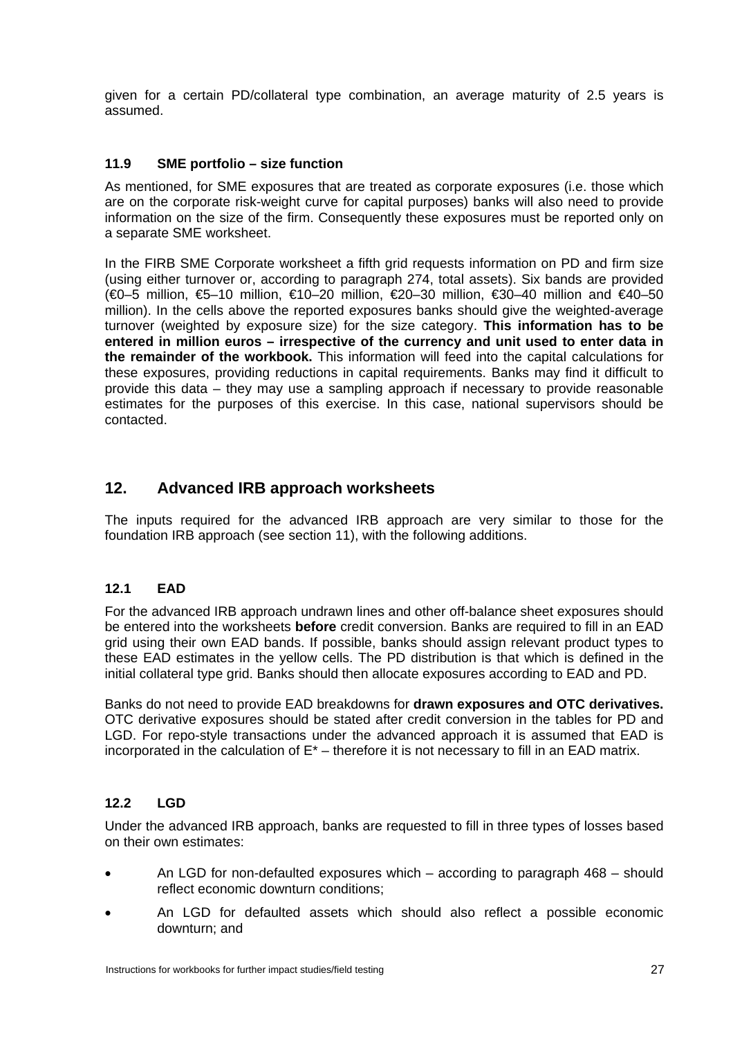given for a certain PD/collateral type combination, an average maturity of 2.5 years is assumed.

### 11.9 SME portfolio – size function

As mentioned, for SME exposures that are treated as corporate exposures (i.e. those which are on the corporate risk-weight curve for capital purposes) banks will also need to provide information on the size of the firm. Consequently these exposures must be reported only on a separate SME worksheet.

In the FIRB SME Corporate worksheet a fifth grid requests information on PD and firm size (using either turnover or, according to paragraph 274, total assets). Six bands are provided (€0–5 million, €5–10 million, €10–20 million, €20–30 million, €30–40 million and €40–50 million). In the cells above the reported exposures banks should give the weighted-average turnover (weighted by exposure size) for the size category. **This information has to be entered in million euros – irrespective of the currency and unit used to enter data in the remainder of the workbook.** This information will feed into the capital calculations for these exposures, providing reductions in capital requirements. Banks may find it difficult to provide this data – they may use a sampling approach if necessary to provide reasonable estimates for the purposes of this exercise. In this case, national supervisors should be contacted.

## 12. Advanced IRB approach worksheets

The inputs required for the advanced IRB approach are very similar to those for the foundation IRB approach (see section 11), with the following additions.

### 12.1 EAD

For the advanced IRB approach undrawn lines and other off-balance sheet exposures should be entered into the worksheets **before** credit conversion. Banks are required to fill in an EAD grid using their own EAD bands. If possible, banks should assign relevant product types to these EAD estimates in the yellow cells. The PD distribution is that which is defined in the initial collateral type grid. Banks should then allocate exposures according to EAD and PD.

Banks do not need to provide EAD breakdowns for **drawn exposures and OTC derivatives.** OTC derivative exposures should be stated after credit conversion in the tables for PD and LGD. For repo-style transactions under the advanced approach it is assumed that EAD is incorporated in the calculation of E* – therefore it is not necessary to fill in an EAD matrix.

### 12.2 LGD

Under the advanced IRB approach, banks are requested to fill in three types of losses based on their own estimates:

- An LGD for non-defaulted exposures which – according to paragraph 468 – should reflect economic downturn conditions;
- An LGD for defaulted assets which should also reflect a possible economic downturn; and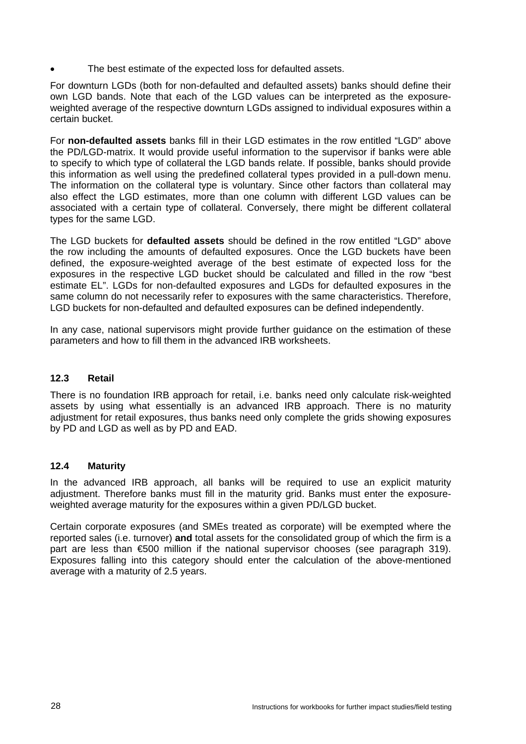- The best estimate of the expected loss for defaulted assets.

For downturn LGDs (both for non-defaulted and defaulted assets) banks should define their own LGD bands. Note that each of the LGD values can be interpreted as the exposure-weighted average of the respective downturn LGDs assigned to individual exposures within a certain bucket.

For **non-defaulted assets** banks fill in their LGD estimates in the row entitled “LGD” above the PD/LGD-matrix. It would provide useful information to the supervisor if banks were able to specify to which type of collateral the LGD bands relate. If possible, banks should provide this information as well using the predefined collateral types provided in a pull-down menu. The information on the collateral type is voluntary. Since other factors than collateral may also effect the LGD estimates, more than one column with different LGD values can be associated with a certain type of collateral. Conversely, there might be different collateral types for the same LGD.

The LGD buckets for **defaulted assets** should be defined in the row entitled “LGD” above the row including the amounts of defaulted exposures. Once the LGD buckets have been defined, the exposure-weighted average of the best estimate of expected loss for the exposures in the respective LGD bucket should be calculated and filled in the row “best estimate EL”. LGDs for non-defaulted exposures and LGDs for defaulted exposures in the same column do not necessarily refer to exposures with the same characteristics. Therefore, LGD buckets for non-defaulted and defaulted exposures can be defined independently.

In any case, national supervisors might provide further guidance on the estimation of these parameters and how to fill them in the advanced IRB worksheets.

### 12.3 Retail

There is no foundation IRB approach for retail, i.e. banks need only calculate risk-weighted assets by using what essentially is an advanced IRB approach. There is no maturity adjustment for retail exposures, thus banks need only complete the grids showing exposures by PD and LGD as well as by PD and EAD.

### 12.4 Maturity

In the advanced IRB approach, all banks will be required to use an explicit maturity adjustment. Therefore banks must fill in the maturity grid. Banks must enter the exposure-weighted average maturity for the exposures within a given PD/LGD bucket.

Certain corporate exposures (and SMEs treated as corporate) will be exempted where the reported sales (i.e. turnover) **and** total assets for the consolidated group of which the firm is a part are less than €500 million if the national supervisor chooses (see paragraph 319). Exposures falling into this category should enter the calculation of the above-mentioned average with a maturity of 2.5 years.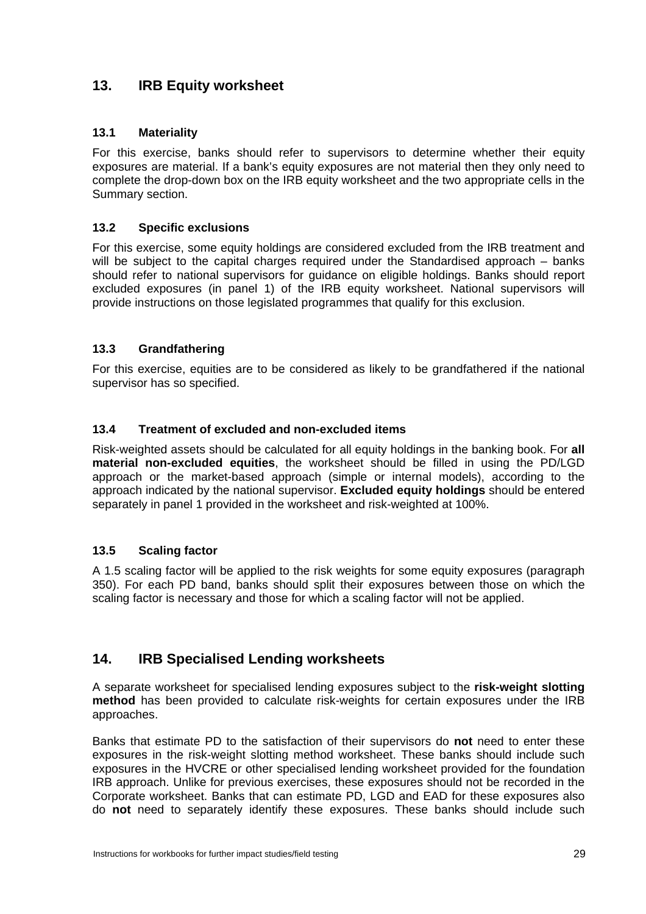## 13. IRB Equity worksheet

### 13.1 Materiality

For this exercise, banks should refer to supervisors to determine whether their equity exposures are material. If a bank's equity exposures are not material then they only need to complete the drop-down box on the IRB equity worksheet and the two appropriate cells in the Summary section.

### 13.2 Specific exclusions

For this exercise, some equity holdings are considered excluded from the IRB treatment and will be subject to the capital charges required under the Standardised approach – banks should refer to national supervisors for guidance on eligible holdings. Banks should report excluded exposures (in panel 1) of the IRB equity worksheet. National supervisors will provide instructions on those legislated programmes that qualify for this exclusion.

### 13.3 Grandfathering

For this exercise, equities are to be considered as likely to be grandfathered if the national supervisor has so specified.

### 13.4 Treatment of excluded and non-excluded items

Risk-weighted assets should be calculated for all equity holdings in the banking book. For **all material non-excluded equities**, the worksheet should be filled in using the PD/LGD approach or the market-based approach (simple or internal models), according to the approach indicated by the national supervisor. **Excluded equity holdings** should be entered separately in panel 1 provided in the worksheet and risk-weighted at 100%.

### 13.5 Scaling factor

A 1.5 scaling factor will be applied to the risk weights for some equity exposures (paragraph 350). For each PD band, banks should split their exposures between those on which the scaling factor is necessary and those for which a scaling factor will not be applied.

## 14. IRB Specialised Lending worksheets

A separate worksheet for specialised lending exposures subject to the **risk-weight slotting method** has been provided to calculate risk-weights for certain exposures under the IRB approaches.

Banks that estimate PD to the satisfaction of their supervisors do **not** need to enter these exposures in the risk-weight slotting method worksheet. These banks should include such exposures in the HVCRE or other specialised lending worksheet provided for the foundation IRB approach. Unlike for previous exercises, these exposures should not be recorded in the Corporate worksheet. Banks that can estimate PD, LGD and EAD for these exposures also do **not** need to separately identify these exposures. These banks should include such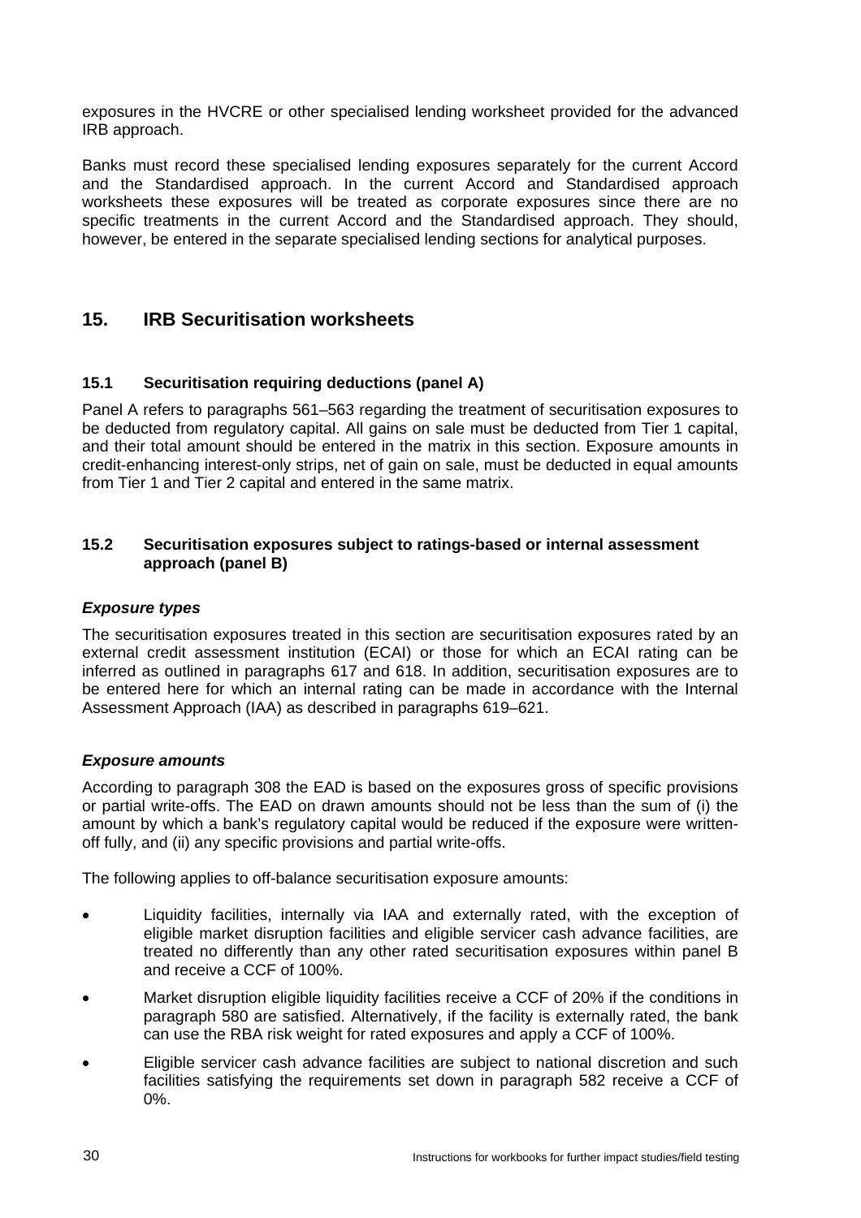exposures in the HVCRE or other specialised lending worksheet provided for the advanced IRB approach.

Banks must record these specialised lending exposures separately for the current Accord and the Standardised approach. In the current Accord and Standardised approach worksheets these exposures will be treated as corporate exposures since there are no specific treatments in the current Accord and the Standardised approach. They should, however, be entered in the separate specialised lending sections for analytical purposes.

## 15. IRB Securitisation worksheets

### 15.1 Securitisation requiring deductions (panel A)

Panel A refers to paragraphs 561–563 regarding the treatment of securitisation exposures to be deducted from regulatory capital. All gains on sale must be deducted from Tier 1 capital, and their total amount should be entered in the matrix in this section. Exposure amounts in credit-enhancing interest-only strips, net of gain on sale, must be deducted in equal amounts from Tier 1 and Tier 2 capital and entered in the same matrix.

### 15.2 Securitisation exposures subject to ratings-based or internal assessment approach (panel B)

***Exposure types***

The securitisation exposures treated in this section are securitisation exposures rated by an external credit assessment institution (ECAI) or those for which an ECAI rating can be inferred as outlined in paragraphs 617 and 618. In addition, securitisation exposures are to be entered here for which an internal rating can be made in accordance with the Internal Assessment Approach (IAA) as described in paragraphs 619–621.

***Exposure amounts***

According to paragraph 308 the EAD is based on the exposures gross of specific provisions or partial write-offs. The EAD on drawn amounts should not be less than the sum of (i) the amount by which a bank's regulatory capital would be reduced if the exposure were written-off fully, and (ii) any specific provisions and partial write-offs.

The following applies to off-balance securitisation exposure amounts:

- Liquidity facilities, internally via IAA and externally rated, with the exception of eligible market disruption facilities and eligible servicer cash advance facilities, are treated no differently than any other rated securitisation exposures within panel B and receive a CCF of 100%.
- Market disruption eligible liquidity facilities receive a CCF of 20% if the conditions in paragraph 580 are satisfied. Alternatively, if the facility is externally rated, the bank can use the RBA risk weight for rated exposures and apply a CCF of 100%.
- Eligible servicer cash advance facilities are subject to national discretion and such facilities satisfying the requirements set down in paragraph 582 receive a CCF of 0%.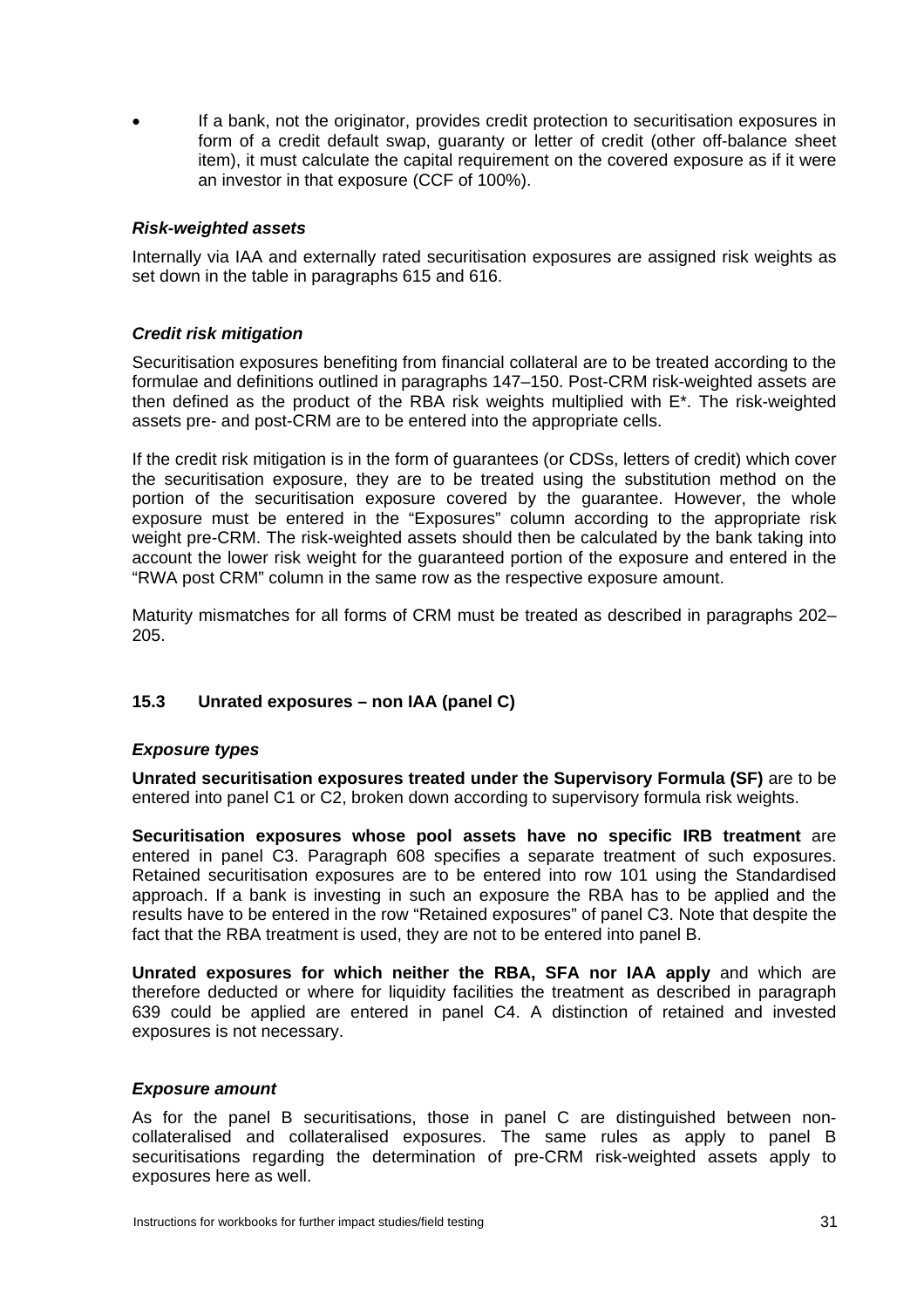- If a bank, not the originator, provides credit protection to securitisation exposures in form of a credit default swap, guaranty or letter of credit (other off-balance sheet item), it must calculate the capital requirement on the covered exposure as if it were an investor in that exposure (CCF of 100%).

### *Risk-weighted assets*

Internally via IAA and externally rated securitisation exposures are assigned risk weights as set down in the table in paragraphs 615 and 616.

### *Credit risk mitigation*

Securitisation exposures benefiting from financial collateral are to be treated according to the formulae and definitions outlined in paragraphs 147–150. Post-CRM risk-weighted assets are then defined as the product of the RBA risk weights multiplied with E*. The risk-weighted assets pre- and post-CRM are to be entered into the appropriate cells.

If the credit risk mitigation is in the form of guarantees (or CDSs, letters of credit) which cover the securitisation exposure, they are to be treated using the substitution method on the portion of the securitisation exposure covered by the guarantee. However, the whole exposure must be entered in the "Exposures" column according to the appropriate risk weight pre-CRM. The risk-weighted assets should then be calculated by the bank taking into account the lower risk weight for the guaranteed portion of the exposure and entered in the "RWA post CRM" column in the same row as the respective exposure amount.

Maturity mismatches for all forms of CRM must be treated as described in paragraphs 202–205.

## 15.3 Unrated exposures – non IAA (panel C)

### *Exposure types*

**Unrated securitisation exposures treated under the Supervisory Formula (SF)** are to be entered into panel C1 or C2, broken down according to supervisory formula risk weights.

**Securitisation exposures whose pool assets have no specific IRB treatment** are entered in panel C3. Paragraph 608 specifies a separate treatment of such exposures. Retained securitisation exposures are to be entered into row 101 using the Standardised approach. If a bank is investing in such an exposure the RBA has to be applied and the results have to be entered in the row "Retained exposures" of panel C3. Note that despite the fact that the RBA treatment is used, they are not to be entered into panel B.

**Unrated exposures for which neither the RBA, SFA nor IAA apply** and which are therefore deducted or where for liquidity facilities the treatment as described in paragraph 639 could be applied are entered in panel C4. A distinction of retained and invested exposures is not necessary.

### *Exposure amount*

As for the panel B securitisations, those in panel C are distinguished between non-collateralised and collateralised exposures. The same rules as apply to panel B securitisations regarding the determination of pre-CRM risk-weighted assets apply to exposures here as well.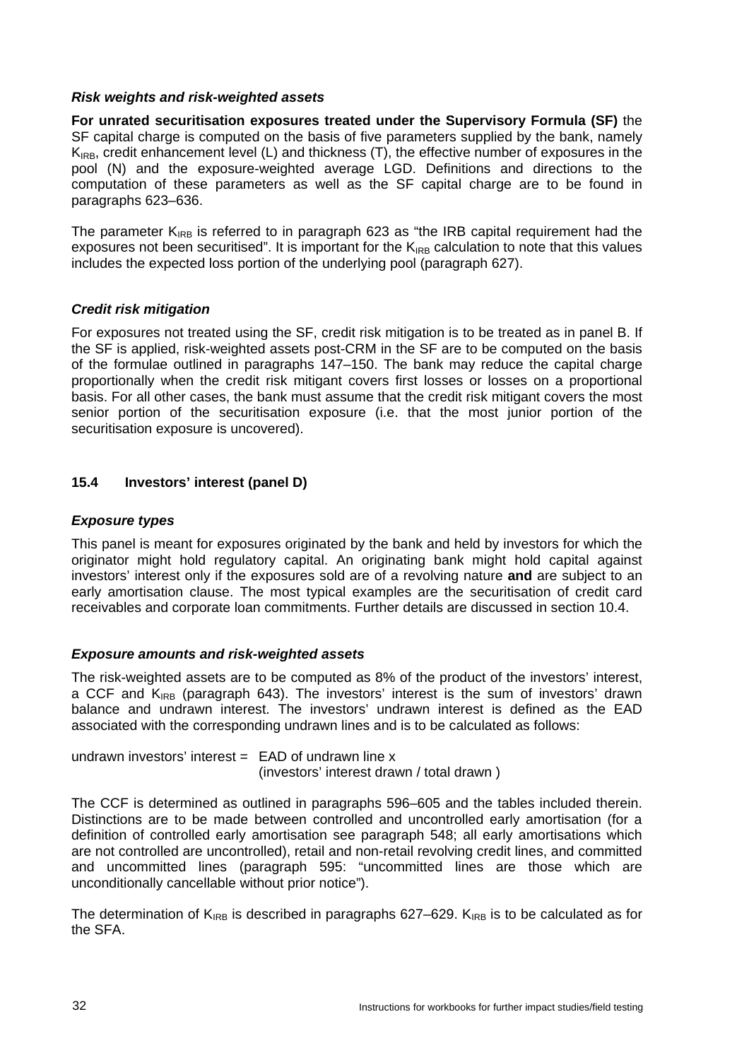### *Risk weights and risk-weighted assets*

**For unrated securitisation exposures treated under the Supervisory Formula (SF)** the SF capital charge is computed on the basis of five parameters supplied by the bank, namely $K_{IRB}$, credit enhancement level (L) and thickness (T), the effective number of exposures in the pool (N) and the exposure-weighted average LGD. Definitions and directions to the computation of these parameters as well as the SF capital charge are to be found in paragraphs 623–636.

The parameter $K_{IRB}$ is referred to in paragraph 623 as "the IRB capital requirement had the exposures not been securitised". It is important for the $K_{IRB}$ calculation to note that this values includes the expected loss portion of the underlying pool (paragraph 627).

### *Credit risk mitigation*

For exposures not treated using the SF, credit risk mitigation is to be treated as in panel B. If the SF is applied, risk-weighted assets post-CRM in the SF are to be computed on the basis of the formulae outlined in paragraphs 147–150. The bank may reduce the capital charge proportionally when the credit risk mitigant covers first losses or losses on a proportional basis. For all other cases, the bank must assume that the credit risk mitigant covers the most senior portion of the securitisation exposure (i.e. that the most junior portion of the securitisation exposure is uncovered).

## 15.4 Investors' interest (panel D)

### *Exposure types*

This panel is meant for exposures originated by the bank and held by investors for which the originator might hold regulatory capital. An originating bank might hold capital against investors' interest only if the exposures sold are of a revolving nature **and** are subject to an early amortisation clause. The most typical examples are the securitisation of credit card receivables and corporate loan commitments. Further details are discussed in section 10.4.

### *Exposure amounts and risk-weighted assets*

The risk-weighted assets are to be computed as 8% of the product of the investors' interest, a CCF and $K_{IRB}$ (paragraph 643). The investors' interest is the sum of investors' drawn balance and undrawn interest. The investors' undrawn interest is defined as the EAD associated with the corresponding undrawn lines and is to be calculated as follows:

undrawn investors' interest = EAD of undrawn line x (investors' interest drawn / total drawn )

The CCF is determined as outlined in paragraphs 596–605 and the tables included therein. Distinctions are to be made between controlled and uncontrolled early amortisation (for a definition of controlled early amortisation see paragraph 548; all early amortisations which are not controlled are uncontrolled), retail and non-retail revolving credit lines, and committed and uncommitted lines (paragraph 595: "uncommitted lines are those which are unconditionally cancellable without prior notice").

The determination of $K_{IRB}$ is described in paragraphs 627–629. $K_{IRB}$ is to be calculated as for the SFA.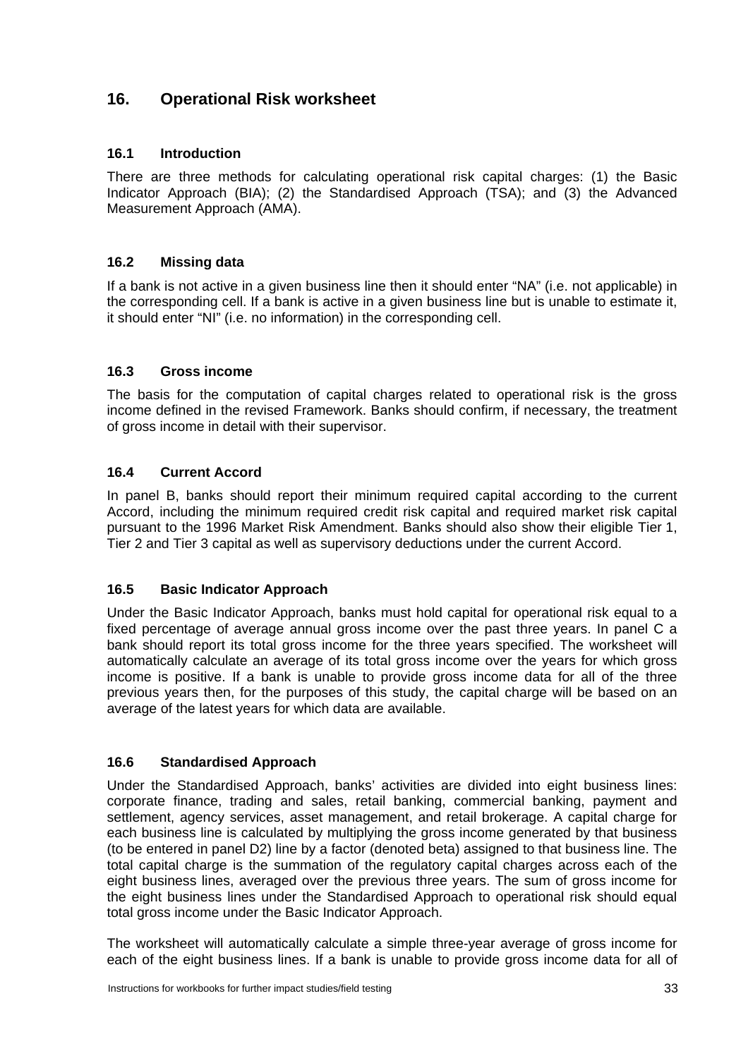## 16. Operational Risk worksheet

### 16.1 Introduction

There are three methods for calculating operational risk capital charges: (1) the Basic Indicator Approach (BIA); (2) the Standardised Approach (TSA); and (3) the Advanced Measurement Approach (AMA).

### 16.2 Missing data

If a bank is not active in a given business line then it should enter "NA" (i.e. not applicable) in the corresponding cell. If a bank is active in a given business line but is unable to estimate it, it should enter "NI" (i.e. no information) in the corresponding cell.

### 16.3 Gross income

The basis for the computation of capital charges related to operational risk is the gross income defined in the revised Framework. Banks should confirm, if necessary, the treatment of gross income in detail with their supervisor.

### 16.4 Current Accord

In panel B, banks should report their minimum required capital according to the current Accord, including the minimum required credit risk capital and required market risk capital pursuant to the 1996 Market Risk Amendment. Banks should also show their eligible Tier 1, Tier 2 and Tier 3 capital as well as supervisory deductions under the current Accord.

### 16.5 Basic Indicator Approach

Under the Basic Indicator Approach, banks must hold capital for operational risk equal to a fixed percentage of average annual gross income over the past three years. In panel C a bank should report its total gross income for the three years specified. The worksheet will automatically calculate an average of its total gross income over the years for which gross income is positive. If a bank is unable to provide gross income data for all of the three previous years then, for the purposes of this study, the capital charge will be based on an average of the latest years for which data are available.

### 16.6 Standardised Approach

Under the Standardised Approach, banks' activities are divided into eight business lines: corporate finance, trading and sales, retail banking, commercial banking, payment and settlement, agency services, asset management, and retail brokerage. A capital charge for each business line is calculated by multiplying the gross income generated by that business (to be entered in panel D2) line by a factor (denoted beta) assigned to that business line. The total capital charge is the summation of the regulatory capital charges across each of the eight business lines, averaged over the previous three years. The sum of gross income for the eight business lines under the Standardised Approach to operational risk should equal total gross income under the Basic Indicator Approach.

The worksheet will automatically calculate a simple three-year average of gross income for each of the eight business lines. If a bank is unable to provide gross income data for all of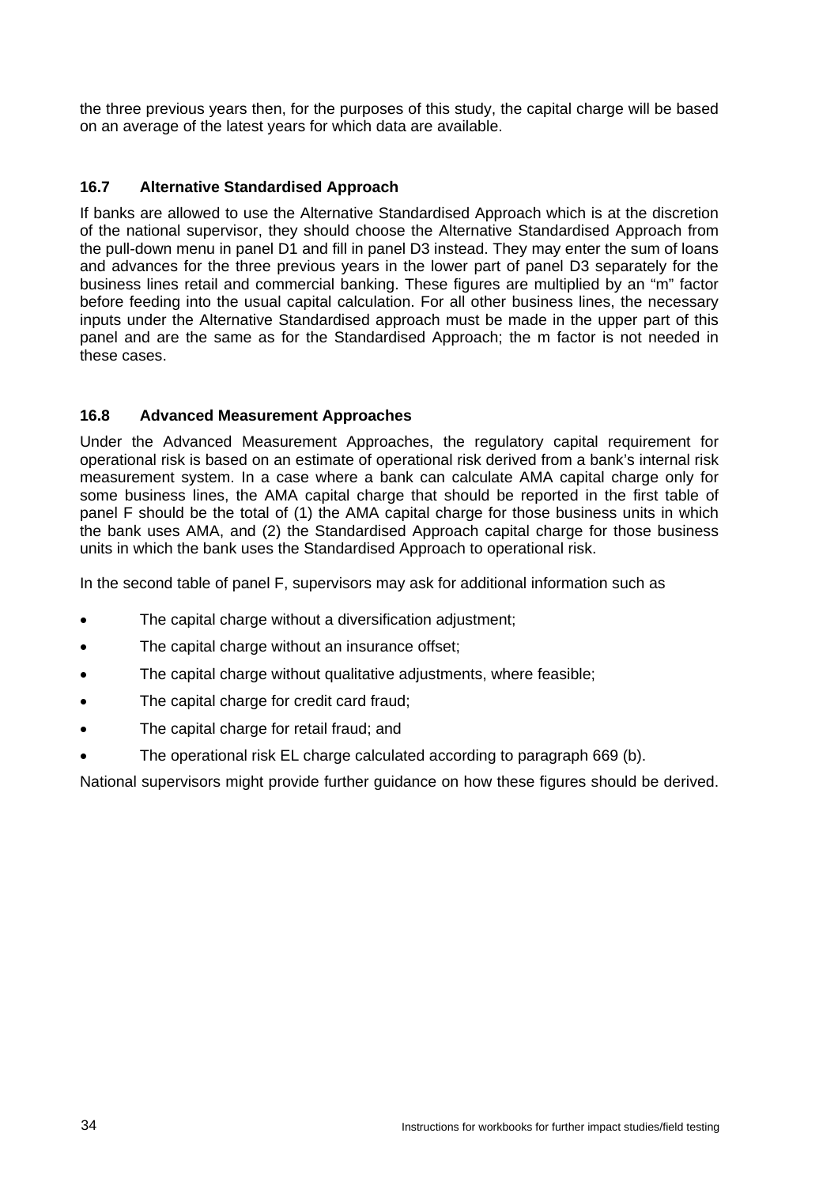the three previous years then, for the purposes of this study, the capital charge will be based on an average of the latest years for which data are available.

### 16.7 Alternative Standardised Approach

If banks are allowed to use the Alternative Standardised Approach which is at the discretion of the national supervisor, they should choose the Alternative Standardised Approach from the pull-down menu in panel D1 and fill in panel D3 instead. They may enter the sum of loans and advances for the three previous years in the lower part of panel D3 separately for the business lines retail and commercial banking. These figures are multiplied by an "m" factor before feeding into the usual capital calculation. For all other business lines, the necessary inputs under the Alternative Standardised approach must be made in the upper part of this panel and are the same as for the Standardised Approach; the m factor is not needed in these cases.

### 16.8 Advanced Measurement Approaches

Under the Advanced Measurement Approaches, the regulatory capital requirement for operational risk is based on an estimate of operational risk derived from a bank's internal risk measurement system. In a case where a bank can calculate AMA capital charge only for some business lines, the AMA capital charge that should be reported in the first table of panel F should be the total of (1) the AMA capital charge for those business units in which the bank uses AMA, and (2) the Standardised Approach capital charge for those business units in which the bank uses the Standardised Approach to operational risk.

In the second table of panel F, supervisors may ask for additional information such as

- The capital charge without a diversification adjustment;
- The capital charge without an insurance offset;
- The capital charge without qualitative adjustments, where feasible;
- The capital charge for credit card fraud;
- The capital charge for retail fraud; and
- The operational risk EL charge calculated according to paragraph 669 (b).

National supervisors might provide further guidance on how these figures should be derived.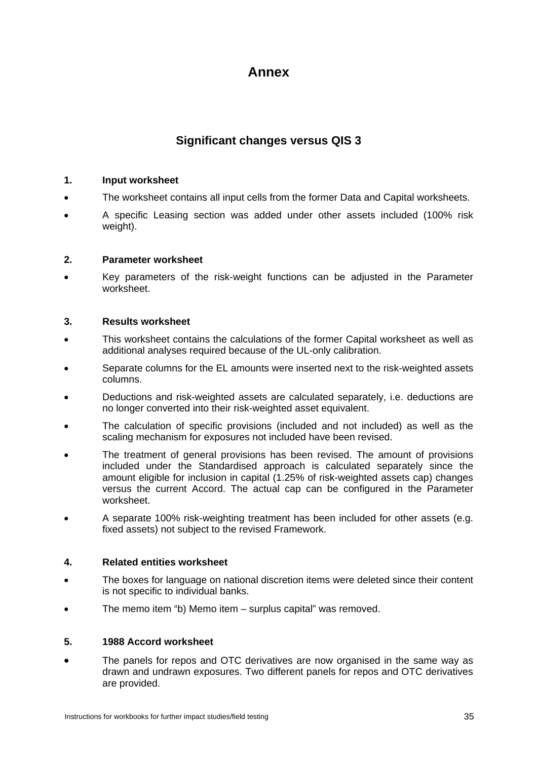# Annex

## Significant changes versus QIS 3

### 1. Input worksheet

- The worksheet contains all input cells from the former Data and Capital worksheets.
- A specific Leasing section was added under other assets included (100% risk weight).

### 2. Parameter worksheet

- Key parameters of the risk-weight functions can be adjusted in the Parameter worksheet.

### 3. Results worksheet

- This worksheet contains the calculations of the former Capital worksheet as well as additional analyses required because of the UL-only calibration.
- Separate columns for the EL amounts were inserted next to the risk-weighted assets columns.
- Deductions and risk-weighted assets are calculated separately, i.e. deductions are no longer converted into their risk-weighted asset equivalent.
- The calculation of specific provisions (included and not included) as well as the scaling mechanism for exposures not included have been revised.
- The treatment of general provisions has been revised. The amount of provisions included under the Standardised approach is calculated separately since the amount eligible for inclusion in capital (1.25% of risk-weighted assets cap) changes versus the current Accord. The actual cap can be configured in the Parameter worksheet.
- A separate 100% risk-weighting treatment has been included for other assets (e.g. fixed assets) not subject to the revised Framework.

### 4. Related entities worksheet

- The boxes for language on national discretion items were deleted since their content is not specific to individual banks.
- The memo item "b) Memo item – surplus capital" was removed.

### 5. 1988 Accord worksheet

- The panels for repos and OTC derivatives are now organised in the same way as drawn and undrawn exposures. Two different panels for repos and OTC derivatives are provided.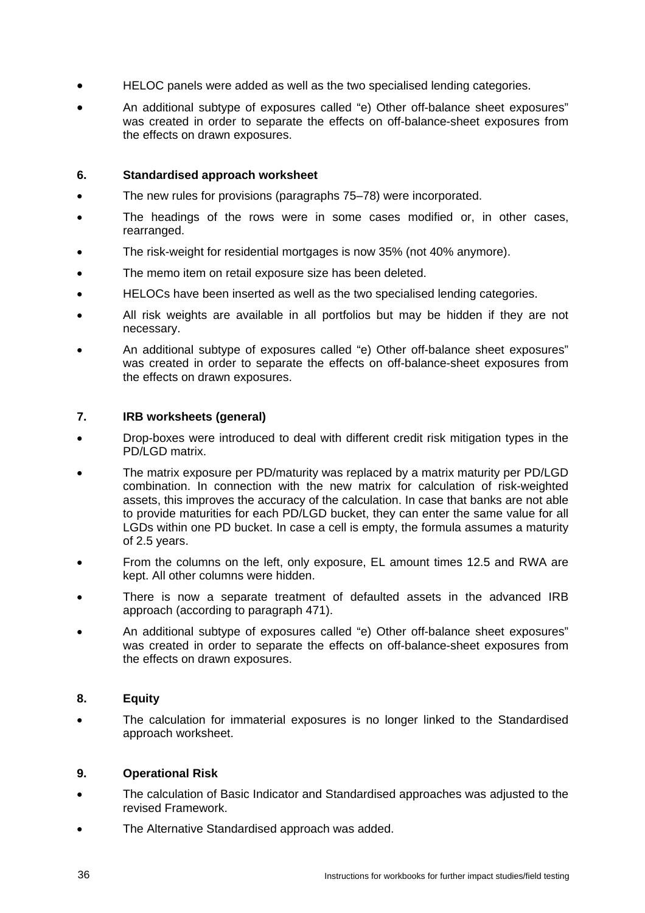- HELOC panels were added as well as the two specialised lending categories.
- An additional subtype of exposures called "e) Other off-balance sheet exposures" was created in order to separate the effects on off-balance-sheet exposures from the effects on drawn exposures.

### 6. Standardised approach worksheet

- The new rules for provisions (paragraphs 75–78) were incorporated.
- The headings of the rows were in some cases modified or, in other cases, rearranged.
- The risk-weight for residential mortgages is now 35% (not 40% anymore).
- The memo item on retail exposure size has been deleted.
- HELOCs have been inserted as well as the two specialised lending categories.
- All risk weights are available in all portfolios but may be hidden if they are not necessary.
- An additional subtype of exposures called "e) Other off-balance sheet exposures" was created in order to separate the effects on off-balance-sheet exposures from the effects on drawn exposures.

### 7. IRB worksheets (general)

- Drop-boxes were introduced to deal with different credit risk mitigation types in the PD/LGD matrix.
- The matrix exposure per PD/maturity was replaced by a matrix maturity per PD/LGD combination. In connection with the new matrix for calculation of risk-weighted assets, this improves the accuracy of the calculation. In case that banks are not able to provide maturities for each PD/LGD bucket, they can enter the same value for all LGDs within one PD bucket. In case a cell is empty, the formula assumes a maturity of 2.5 years.
- From the columns on the left, only exposure, EL amount times 12.5 and RWA are kept. All other columns were hidden.
- There is now a separate treatment of defaulted assets in the advanced IRB approach (according to paragraph 471).
- An additional subtype of exposures called "e) Other off-balance sheet exposures" was created in order to separate the effects on off-balance-sheet exposures from the effects on drawn exposures.

### 8. Equity

- The calculation for immaterial exposures is no longer linked to the Standardised approach worksheet.

### 9. Operational Risk

- The calculation of Basic Indicator and Standardised approaches was adjusted to the revised Framework.
- The Alternative Standardised approach was added.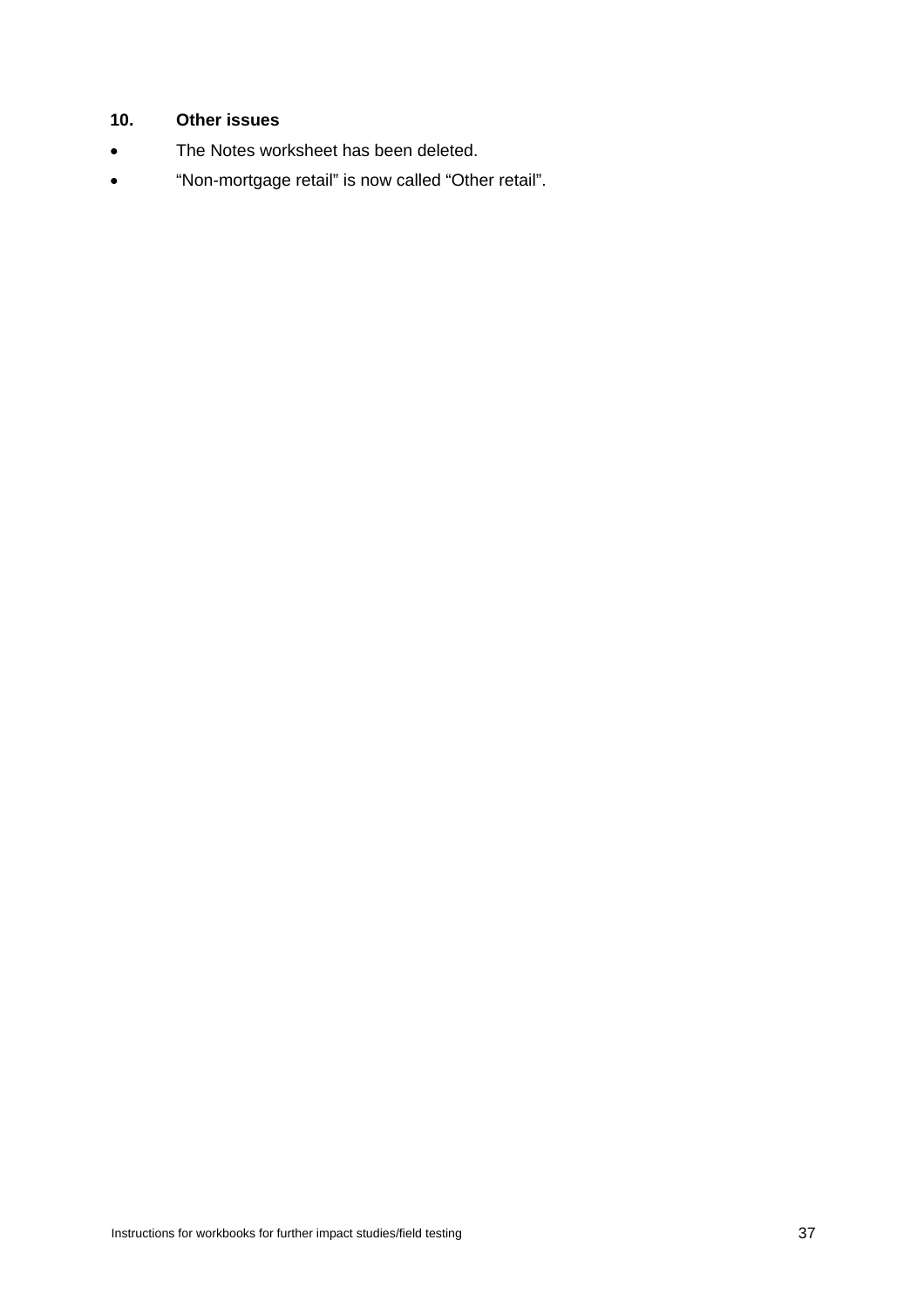## 10. Other issues

- The Notes worksheet has been deleted.
- "Non-mortgage retail" is now called "Other retail".